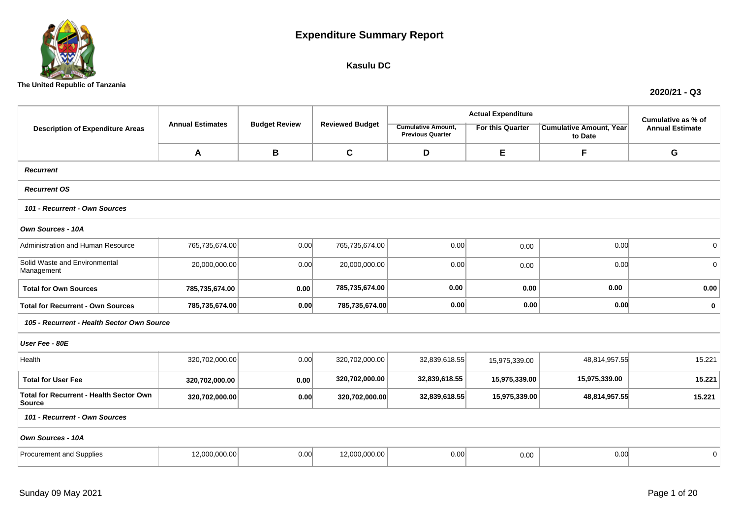The United Republic of Tanzania

# Expenditure Summary Report

## Kasulu DC

**2020/21 - Q3**

| Description of Expenditure Areas | Annual Estimates | Budget Review | Reviewed Budget | Actual Expenditure | | | Cumulative as % of Annual Estimate |
|---|---|---|---|---|---|---|---|
| | | | | Cumulative Amount, Previous Quarter | For this Quarter | Cumulative Amount, Year to Date | |
| | **A** | **B** | **C** | **D** | **E** | **F** | **G** |
| ***Recurrent*** | | | | | | | |
| ***Recurrent OS*** | | | | | | | |
| ***101 - Recurrent - Own Sources*** | | | | | | | |
| ***Own Sources - 10A*** | | | | | | | |
| Administration and Human Resource | 765,735,674.00 | 0.00 | 765,735,674.00 | 0.00 | 0.00 | 0.00 | 0 |
| Solid Waste and Environmental Management | 20,000,000.00 | 0.00 | 20,000,000.00 | 0.00 | 0.00 | 0.00 | 0 |
| **Total for Own Sources** | **785,735,674.00** | **0.00** | **785,735,674.00** | **0.00** | **0.00** | **0.00** | **0.00** |
| **Total for Recurrent - Own Sources** | **785,735,674.00** | **0.00** | **785,735,674.00** | **0.00** | **0.00** | **0.00** | **0** |
| ***105 - Recurrent - Health Sector Own Source*** | | | | | | | |
| ***User Fee - 80E*** | | | | | | | |
| Health | 320,702,000.00 | 0.00 | 320,702,000.00 | 32,839,618.55 | 15,975,339.00 | 48,814,957.55 | 15.221 |
| **Total for User Fee** | **320,702,000.00** | **0.00** | **320,702,000.00** | **32,839,618.55** | **15,975,339.00** | **15,975,339.00** | **15.221** |
| **Total for Recurrent - Health Sector Own Source** | **320,702,000.00** | **0.00** | **320,702,000.00** | **32,839,618.55** | **15,975,339.00** | **48,814,957.55** | **15.221** |
| ***101 - Recurrent - Own Sources*** | | | | | | | |
| ***Own Sources - 10A*** | | | | | | | |
| Procurement and Supplies | 12,000,000.00 | 0.00 | 12,000,000.00 | 0.00 | 0.00 | 0.00 | 0 |

Sunday 09 May 2021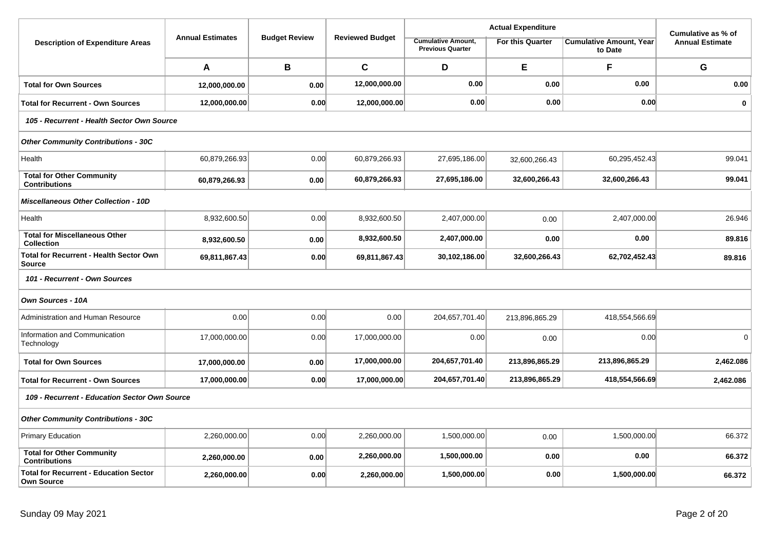| Description of Expenditure Areas | Annual Estimates | Budget Review | Reviewed Budget | Actual Expenditure | | | Cumulative as % of Annual Estimate |
|---|---|---|---|---|---|---|---|
| | | | | Cumulative Amount, Previous Quarter | For this Quarter | Cumulative Amount, Year to Date | |
| | **A** | **B** | **C** | **D** | **E** | **F** | **G** |
| **Total for Own Sources** | **12,000,000.00** | **0.00** | **12,000,000.00** | **0.00** | **0.00** | **0.00** | **0.00** |
| **Total for Recurrent - Own Sources** | **12,000,000.00** | **0.00** | **12,000,000.00** | **0.00** | **0.00** | **0.00** | **0** |
| ***105 - Recurrent - Health Sector Own Source*** | | | | | | | |
| ***Other Community Contributions - 30C*** | | | | | | | |
| Health | 60,879,266.93 | 0.00 | 60,879,266.93 | 27,695,186.00 | 32,600,266.43 | 60,295,452.43 | 99.041 |
| **Total for Other Community Contributions** | **60,879,266.93** | **0.00** | **60,879,266.93** | **27,695,186.00** | **32,600,266.43** | **32,600,266.43** | **99.041** |
| ***Miscellaneous Other Collection - 10D*** | | | | | | | |
| Health | 8,932,600.50 | 0.00 | 8,932,600.50 | 2,407,000.00 | 0.00 | 2,407,000.00 | 26.946 |
| **Total for Miscellaneous Other Collection** | **8,932,600.50** | **0.00** | **8,932,600.50** | **2,407,000.00** | **0.00** | **0.00** | **89.816** |
| **Total for Recurrent - Health Sector Own Source** | **69,811,867.43** | **0.00** | **69,811,867.43** | **30,102,186.00** | **32,600,266.43** | **62,702,452.43** | **89.816** |
| ***101 - Recurrent - Own Sources*** | | | | | | | |
| ***Own Sources - 10A*** | | | | | | | |
| Administration and Human Resource | 0.00 | 0.00 | 0.00 | 204,657,701.40 | 213,896,865.29 | 418,554,566.69 | |
| Information and Communication Technology | 17,000,000.00 | 0.00 | 17,000,000.00 | 0.00 | 0.00 | 0.00 | 0 |
| **Total for Own Sources** | **17,000,000.00** | **0.00** | **17,000,000.00** | **204,657,701.40** | **213,896,865.29** | **213,896,865.29** | **2,462.086** |
| **Total for Recurrent - Own Sources** | **17,000,000.00** | **0.00** | **17,000,000.00** | **204,657,701.40** | **213,896,865.29** | **418,554,566.69** | **2,462.086** |
| ***109 - Recurrent - Education Sector Own Source*** | | | | | | | |
| ***Other Community Contributions - 30C*** | | | | | | | |
| Primary Education | 2,260,000.00 | 0.00 | 2,260,000.00 | 1,500,000.00 | 0.00 | 1,500,000.00 | 66.372 |
| **Total for Other Community Contributions** | **2,260,000.00** | **0.00** | **2,260,000.00** | **1,500,000.00** | **0.00** | **0.00** | **66.372** |
| **Total for Recurrent - Education Sector Own Source** | **2,260,000.00** | **0.00** | **2,260,000.00** | **1,500,000.00** | **0.00** | **1,500,000.00** | **66.372** |

Sunday 09 May 2021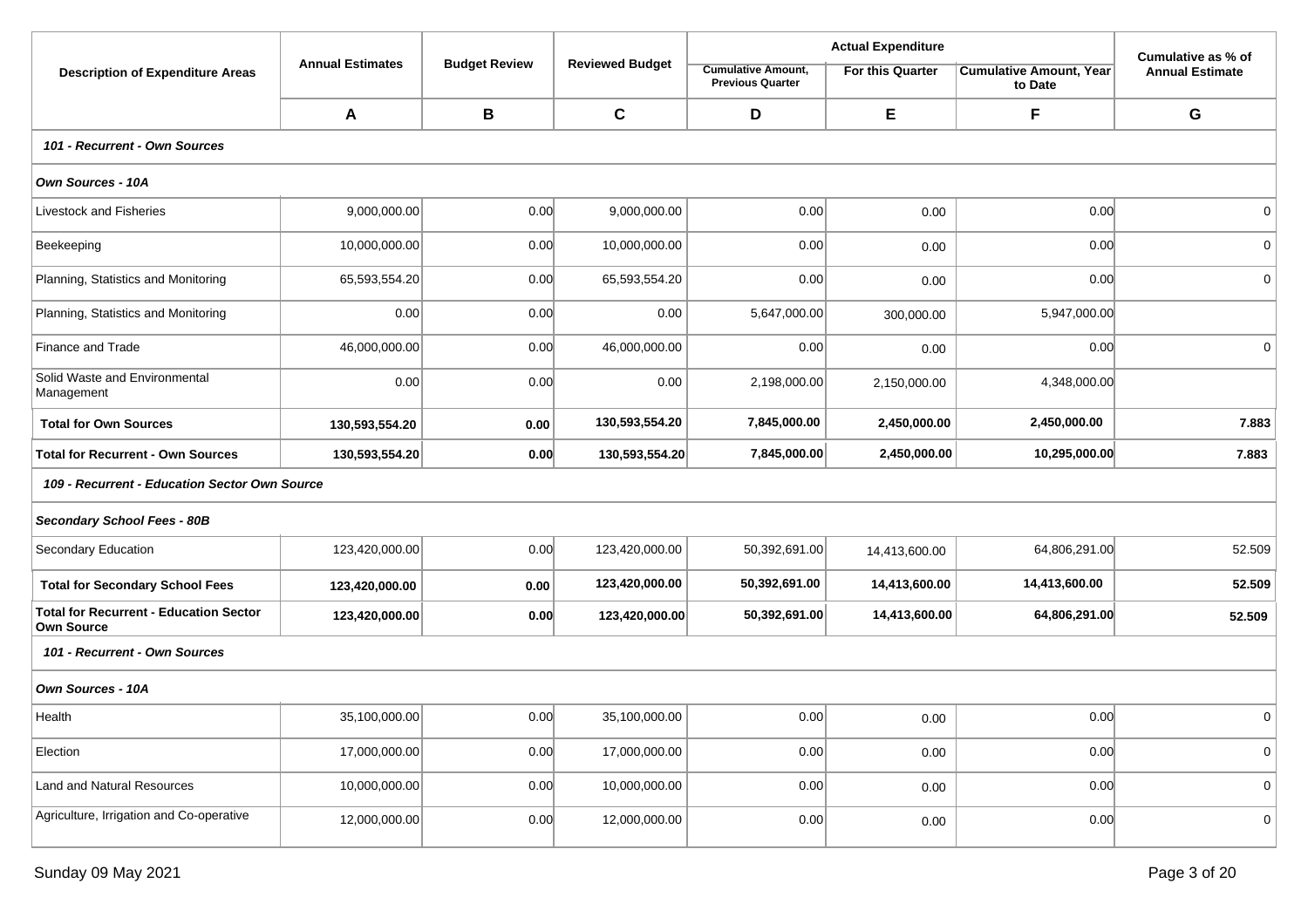| Description of Expenditure Areas | Annual Estimates | Budget Review | Reviewed Budget | Actual Expenditure | | | Cumulative as % of Annual Estimate |
|---|---|---|---|---|---|---|---|
| | | | | Cumulative Amount, Previous Quarter | For this Quarter | Cumulative Amount, Year to Date | |
| | **A** | **B** | **C** | **D** | **E** | **F** | **G** |
| ***101 - Recurrent - Own Sources*** | | | | | | | |
| ***Own Sources - 10A*** | | | | | | | |
| Livestock and Fisheries | 9,000,000.00 | 0.00 | 9,000,000.00 | 0.00 | 0.00 | 0.00 | 0 |
| Beekeeping | 10,000,000.00 | 0.00 | 10,000,000.00 | 0.00 | 0.00 | 0.00 | 0 |
| Planning, Statistics and Monitoring | 65,593,554.20 | 0.00 | 65,593,554.20 | 0.00 | 0.00 | 0.00 | 0 |
| Planning, Statistics and Monitoring | 0.00 | 0.00 | 0.00 | 5,647,000.00 | 300,000.00 | 5,947,000.00 | |
| Finance and Trade | 46,000,000.00 | 0.00 | 46,000,000.00 | 0.00 | 0.00 | 0.00 | 0 |
| Solid Waste and Environmental Management | 0.00 | 0.00 | 0.00 | 2,198,000.00 | 2,150,000.00 | 4,348,000.00 | |
| **Total for Own Sources** | **130,593,554.20** | **0.00** | **130,593,554.20** | **7,845,000.00** | **2,450,000.00** | **2,450,000.00** | **7.883** |
| **Total for Recurrent - Own Sources** | **130,593,554.20** | **0.00** | **130,593,554.20** | **7,845,000.00** | **2,450,000.00** | **10,295,000.00** | **7.883** |
| ***109 - Recurrent - Education Sector Own Source*** | | | | | | | |
| ***Secondary School Fees - 80B*** | | | | | | | |
| Secondary Education | 123,420,000.00 | 0.00 | 123,420,000.00 | 50,392,691.00 | 14,413,600.00 | 64,806,291.00 | 52.509 |
| **Total for Secondary School Fees** | **123,420,000.00** | **0.00** | **123,420,000.00** | **50,392,691.00** | **14,413,600.00** | **14,413,600.00** | **52.509** |
| **Total for Recurrent - Education Sector Own Source** | **123,420,000.00** | **0.00** | **123,420,000.00** | **50,392,691.00** | **14,413,600.00** | **64,806,291.00** | **52.509** |
| ***101 - Recurrent - Own Sources*** | | | | | | | |
| ***Own Sources - 10A*** | | | | | | | |
| Health | 35,100,000.00 | 0.00 | 35,100,000.00 | 0.00 | 0.00 | 0.00 | 0 |
| Election | 17,000,000.00 | 0.00 | 17,000,000.00 | 0.00 | 0.00 | 0.00 | 0 |
| Land and Natural Resources | 10,000,000.00 | 0.00 | 10,000,000.00 | 0.00 | 0.00 | 0.00 | 0 |
| Agriculture, Irrigation and Co-operative | 12,000,000.00 | 0.00 | 12,000,000.00 | 0.00 | 0.00 | 0.00 | 0 |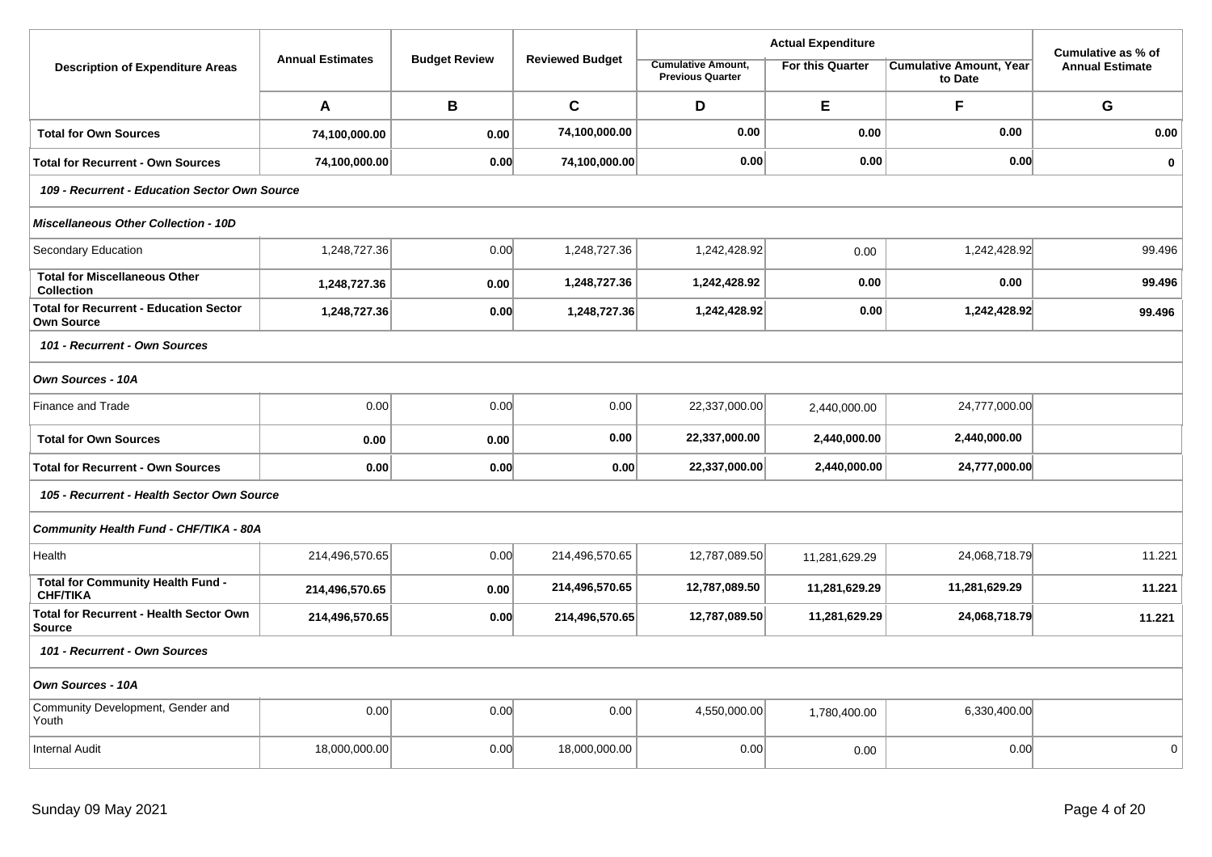| Description of Expenditure Areas | Annual Estimates | Budget Review | Reviewed Budget | Actual Expenditure | | | Cumulative as % of Annual Estimate |
|---|---|---|---|---|---|---|---|
| | | | | Cumulative Amount, Previous Quarter | For this Quarter | Cumulative Amount, Year to Date | |
| | **A** | **B** | **C** | **D** | **E** | **F** | **G** |
| **Total for Own Sources** | **74,100,000.00** | **0.00** | **74,100,000.00** | **0.00** | **0.00** | **0.00** | **0.00** |
| **Total for Recurrent - Own Sources** | **74,100,000.00** | **0.00** | **74,100,000.00** | **0.00** | **0.00** | **0.00** | **0** |
| ***109 - Recurrent - Education Sector Own Source*** | | | | | | | |
| ***Miscellaneous Other Collection - 10D*** | | | | | | | |
| Secondary Education | 1,248,727.36 | 0.00 | 1,248,727.36 | 1,242,428.92 | 0.00 | 1,242,428.92 | 99.496 |
| **Total for Miscellaneous Other Collection** | **1,248,727.36** | **0.00** | **1,248,727.36** | **1,242,428.92** | **0.00** | **0.00** | **99.496** |
| **Total for Recurrent - Education Sector Own Source** | **1,248,727.36** | **0.00** | **1,248,727.36** | **1,242,428.92** | **0.00** | **1,242,428.92** | **99.496** |
| ***101 - Recurrent - Own Sources*** | | | | | | | |
| ***Own Sources - 10A*** | | | | | | | |
| Finance and Trade | 0.00 | 0.00 | 0.00 | 22,337,000.00 | 2,440,000.00 | 24,777,000.00 | |
| **Total for Own Sources** | **0.00** | **0.00** | **0.00** | **22,337,000.00** | **2,440,000.00** | **2,440,000.00** | |
| **Total for Recurrent - Own Sources** | **0.00** | **0.00** | **0.00** | **22,337,000.00** | **2,440,000.00** | **24,777,000.00** | |
| ***105 - Recurrent - Health Sector Own Source*** | | | | | | | |
| ***Community Health Fund - CHF/TIKA - 80A*** | | | | | | | |
| Health | 214,496,570.65 | 0.00 | 214,496,570.65 | 12,787,089.50 | 11,281,629.29 | 24,068,718.79 | 11.221 |
| **Total for Community Health Fund - CHF/TIKA** | **214,496,570.65** | **0.00** | **214,496,570.65** | **12,787,089.50** | **11,281,629.29** | **11,281,629.29** | **11.221** |
| **Total for Recurrent - Health Sector Own Source** | **214,496,570.65** | **0.00** | **214,496,570.65** | **12,787,089.50** | **11,281,629.29** | **24,068,718.79** | **11.221** |
| ***101 - Recurrent - Own Sources*** | | | | | | | |
| ***Own Sources - 10A*** | | | | | | | |
| Community Development, Gender and Youth | 0.00 | 0.00 | 0.00 | 4,550,000.00 | 1,780,400.00 | 6,330,400.00 | |
| Internal Audit | 18,000,000.00 | 0.00 | 18,000,000.00 | 0.00 | 0.00 | 0.00 | 0 |

Sunday 09 May 2021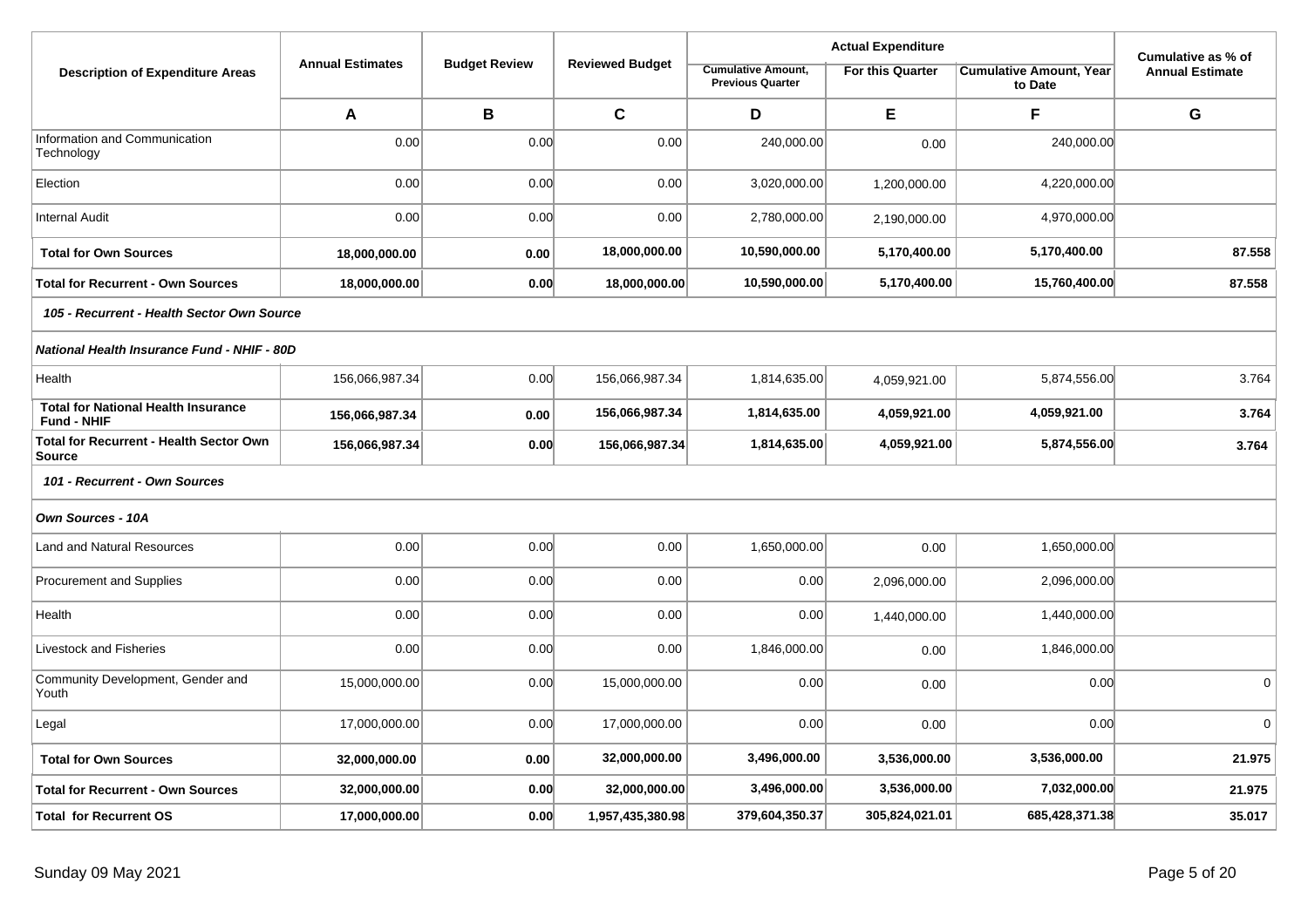| Description of Expenditure Areas | Annual Estimates | Budget Review | Reviewed Budget | Actual Expenditure | | | Cumulative as % of Annual Estimate |
|---|---|---|---|---|---|---|---|
| | | | | Cumulative Amount, Previous Quarter | For this Quarter | Cumulative Amount, Year to Date | |
| | **A** | **B** | **C** | **D** | **E** | **F** | **G** |
| Information and Communication Technology | 0.00 | 0.00 | 0.00 | 240,000.00 | 0.00 | 240,000.00 | |
| Election | 0.00 | 0.00 | 0.00 | 3,020,000.00 | 1,200,000.00 | 4,220,000.00 | |
| Internal Audit | 0.00 | 0.00 | 0.00 | 2,780,000.00 | 2,190,000.00 | 4,970,000.00 | |
| **Total for Own Sources** | **18,000,000.00** | **0.00** | **18,000,000.00** | **10,590,000.00** | **5,170,400.00** | **5,170,400.00** | **87.558** |
| **Total for Recurrent - Own Sources** | **18,000,000.00** | **0.00** | **18,000,000.00** | **10,590,000.00** | **5,170,400.00** | **15,760,400.00** | **87.558** |
| ***105 - Recurrent - Health Sector Own Source*** | | | | | | | |
| ***National Health Insurance Fund - NHIF - 80D*** | | | | | | | |
| Health | 156,066,987.34 | 0.00 | 156,066,987.34 | 1,814,635.00 | 4,059,921.00 | 5,874,556.00 | 3.764 |
| **Total for National Health Insurance Fund - NHIF** | **156,066,987.34** | **0.00** | **156,066,987.34** | **1,814,635.00** | **4,059,921.00** | **4,059,921.00** | **3.764** |
| **Total for Recurrent - Health Sector Own Source** | **156,066,987.34** | **0.00** | **156,066,987.34** | **1,814,635.00** | **4,059,921.00** | **5,874,556.00** | **3.764** |
| ***101 - Recurrent - Own Sources*** | | | | | | | |
| ***Own Sources - 10A*** | | | | | | | |
| Land and Natural Resources | 0.00 | 0.00 | 0.00 | 1,650,000.00 | 0.00 | 1,650,000.00 | |
| Procurement and Supplies | 0.00 | 0.00 | 0.00 | 0.00 | 2,096,000.00 | 2,096,000.00 | |
| Health | 0.00 | 0.00 | 0.00 | 0.00 | 1,440,000.00 | 1,440,000.00 | |
| Livestock and Fisheries | 0.00 | 0.00 | 0.00 | 1,846,000.00 | 0.00 | 1,846,000.00 | |
| Community Development, Gender and Youth | 15,000,000.00 | 0.00 | 15,000,000.00 | 0.00 | 0.00 | 0.00 | 0 |
| Legal | 17,000,000.00 | 0.00 | 17,000,000.00 | 0.00 | 0.00 | 0.00 | 0 |
| **Total for Own Sources** | **32,000,000.00** | **0.00** | **32,000,000.00** | **3,496,000.00** | **3,536,000.00** | **3,536,000.00** | **21.975** |
| **Total for Recurrent - Own Sources** | **32,000,000.00** | **0.00** | **32,000,000.00** | **3,496,000.00** | **3,536,000.00** | **7,032,000.00** | **21.975** |
| **Total for Recurrent OS** | **17,000,000.00** | **0.00** | **1,957,435,380.98** | **379,604,350.37** | **305,824,021.01** | **685,428,371.38** | **35.017** |

Sunday 09 May 2021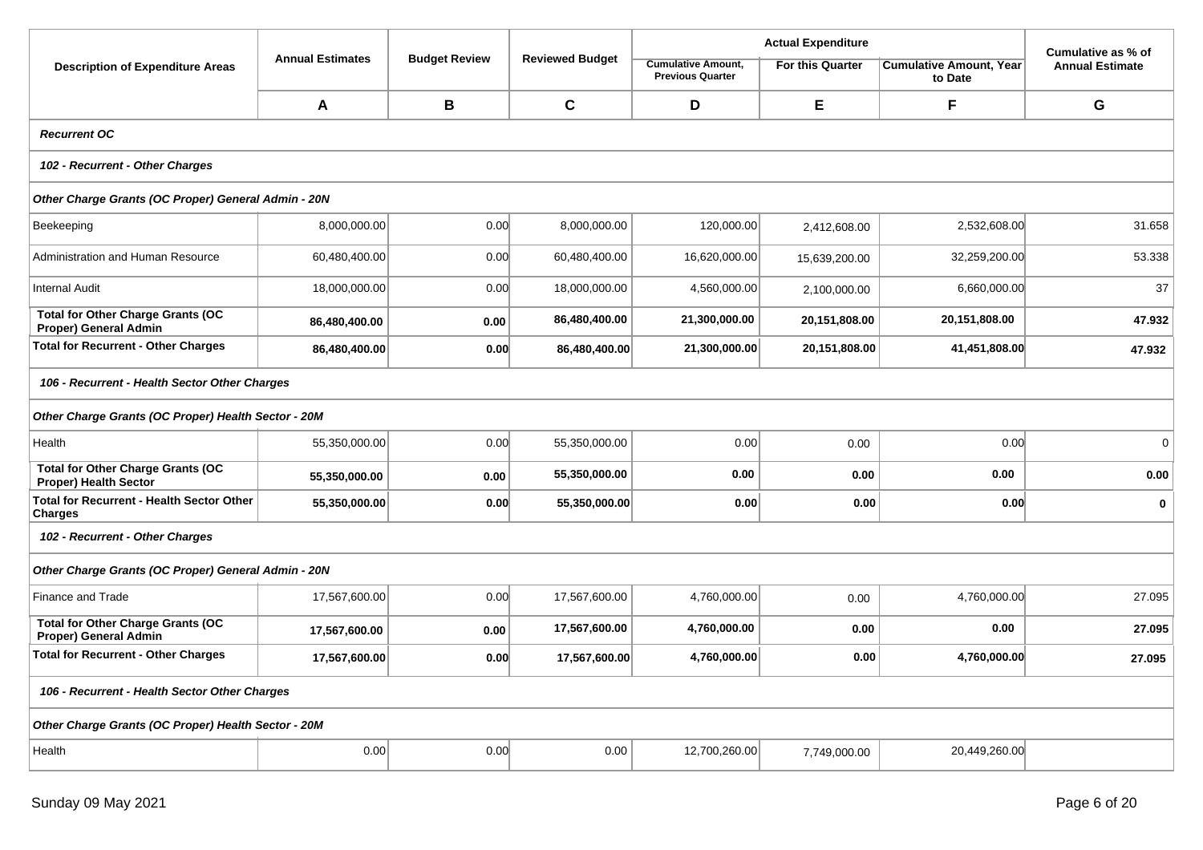| Description of Expenditure Areas | Annual Estimates | Budget Review | Reviewed Budget | Actual Expenditure | | | Cumulative as % of Annual Estimate |
|---|---|---|---|---|---|---|---|
| | | | | Cumulative Amount, Previous Quarter | For this Quarter | Cumulative Amount, Year to Date | |
| | **A** | **B** | **C** | **D** | **E** | **F** | **G** |
| ***Recurrent OC*** | | | | | | | |
| ***102 - Recurrent - Other Charges*** | | | | | | | |
| ***Other Charge Grants (OC Proper) General Admin - 20N*** | | | | | | | |
| Beekeeping | 8,000,000.00 | 0.00 | 8,000,000.00 | 120,000.00 | 2,412,608.00 | 2,532,608.00 | 31.658 |
| Administration and Human Resource | 60,480,400.00 | 0.00 | 60,480,400.00 | 16,620,000.00 | 15,639,200.00 | 32,259,200.00 | 53.338 |
| Internal Audit | 18,000,000.00 | 0.00 | 18,000,000.00 | 4,560,000.00 | 2,100,000.00 | 6,660,000.00 | 37 |
| **Total for Other Charge Grants (OC Proper) General Admin** | **86,480,400.00** | **0.00** | **86,480,400.00** | **21,300,000.00** | **20,151,808.00** | **20,151,808.00** | **47.932** |
| **Total for Recurrent - Other Charges** | **86,480,400.00** | **0.00** | **86,480,400.00** | **21,300,000.00** | **20,151,808.00** | **41,451,808.00** | **47.932** |
| ***106 - Recurrent - Health Sector Other Charges*** | | | | | | | |
| ***Other Charge Grants (OC Proper) Health Sector - 20M*** | | | | | | | |
| Health | 55,350,000.00 | 0.00 | 55,350,000.00 | 0.00 | 0.00 | 0.00 | 0 |
| **Total for Other Charge Grants (OC Proper) Health Sector** | **55,350,000.00** | **0.00** | **55,350,000.00** | **0.00** | **0.00** | **0.00** | **0.00** |
| **Total for Recurrent - Health Sector Other Charges** | **55,350,000.00** | **0.00** | **55,350,000.00** | **0.00** | **0.00** | **0.00** | **0** |
| ***102 - Recurrent - Other Charges*** | | | | | | | |
| ***Other Charge Grants (OC Proper) General Admin - 20N*** | | | | | | | |
| Finance and Trade | 17,567,600.00 | 0.00 | 17,567,600.00 | 4,760,000.00 | 0.00 | 4,760,000.00 | 27.095 |
| **Total for Other Charge Grants (OC Proper) General Admin** | **17,567,600.00** | **0.00** | **17,567,600.00** | **4,760,000.00** | **0.00** | **0.00** | **27.095** |
| **Total for Recurrent - Other Charges** | **17,567,600.00** | **0.00** | **17,567,600.00** | **4,760,000.00** | **0.00** | **4,760,000.00** | **27.095** |
| ***106 - Recurrent - Health Sector Other Charges*** | | | | | | | |
| ***Other Charge Grants (OC Proper) Health Sector - 20M*** | | | | | | | |
| Health | 0.00 | 0.00 | 0.00 | 12,700,260.00 | 7,749,000.00 | 20,449,260.00 | |

Sunday 09 May 2021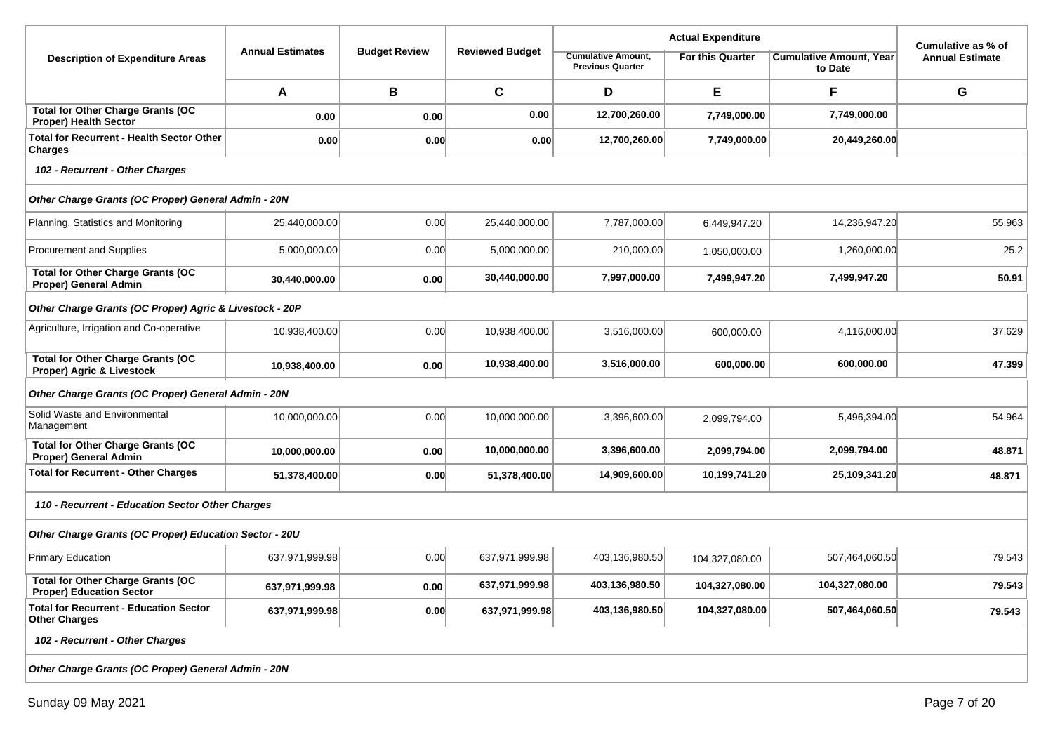| Description of Expenditure Areas | Annual Estimates | Budget Review | Reviewed Budget | Actual Expenditure | | | Cumulative as % of Annual Estimate |
|---|---|---|---|---|---|---|---|
| | | | | Cumulative Amount, Previous Quarter | For this Quarter | Cumulative Amount, Year to Date | |
| | **A** | **B** | **C** | **D** | **E** | **F** | **G** |
| **Total for Other Charge Grants (OC Proper) Health Sector** | **0.00** | **0.00** | **0.00** | **12,700,260.00** | **7,749,000.00** | **7,749,000.00** | |
| **Total for Recurrent - Health Sector Other Charges** | **0.00** | **0.00** | **0.00** | **12,700,260.00** | **7,749,000.00** | **20,449,260.00** | |
| ***102 - Recurrent - Other Charges*** | | | | | | | |
| ***Other Charge Grants (OC Proper) General Admin - 20N*** | | | | | | | |
| Planning, Statistics and Monitoring | 25,440,000.00 | 0.00 | 25,440,000.00 | 7,787,000.00 | 6,449,947.20 | 14,236,947.20 | 55.963 |
| Procurement and Supplies | 5,000,000.00 | 0.00 | 5,000,000.00 | 210,000.00 | 1,050,000.00 | 1,260,000.00 | 25.2 |
| **Total for Other Charge Grants (OC Proper) General Admin** | **30,440,000.00** | **0.00** | **30,440,000.00** | **7,997,000.00** | **7,499,947.20** | **7,499,947.20** | **50.91** |
| ***Other Charge Grants (OC Proper) Agric & Livestock - 20P*** | | | | | | | |
| Agriculture, Irrigation and Co-operative | 10,938,400.00 | 0.00 | 10,938,400.00 | 3,516,000.00 | 600,000.00 | 4,116,000.00 | 37.629 |
| **Total for Other Charge Grants (OC Proper) Agric & Livestock** | **10,938,400.00** | **0.00** | **10,938,400.00** | **3,516,000.00** | **600,000.00** | **600,000.00** | **47.399** |
| ***Other Charge Grants (OC Proper) General Admin - 20N*** | | | | | | | |
| Solid Waste and Environmental Management | 10,000,000.00 | 0.00 | 10,000,000.00 | 3,396,600.00 | 2,099,794.00 | 5,496,394.00 | 54.964 |
| **Total for Other Charge Grants (OC Proper) General Admin** | **10,000,000.00** | **0.00** | **10,000,000.00** | **3,396,600.00** | **2,099,794.00** | **2,099,794.00** | **48.871** |
| **Total for Recurrent - Other Charges** | **51,378,400.00** | **0.00** | **51,378,400.00** | **14,909,600.00** | **10,199,741.20** | **25,109,341.20** | **48.871** |
| ***110 - Recurrent - Education Sector Other Charges*** | | | | | | | |
| ***Other Charge Grants (OC Proper) Education Sector - 20U*** | | | | | | | |
| Primary Education | 637,971,999.98 | 0.00 | 637,971,999.98 | 403,136,980.50 | 104,327,080.00 | 507,464,060.50 | 79.543 |
| **Total for Other Charge Grants (OC Proper) Education Sector** | **637,971,999.98** | **0.00** | **637,971,999.98** | **403,136,980.50** | **104,327,080.00** | **104,327,080.00** | **79.543** |
| **Total for Recurrent - Education Sector Other Charges** | **637,971,999.98** | **0.00** | **637,971,999.98** | **403,136,980.50** | **104,327,080.00** | **507,464,060.50** | **79.543** |
| ***102 - Recurrent - Other Charges*** | | | | | | | |
| ***Other Charge Grants (OC Proper) General Admin - 20N*** | | | | | | | |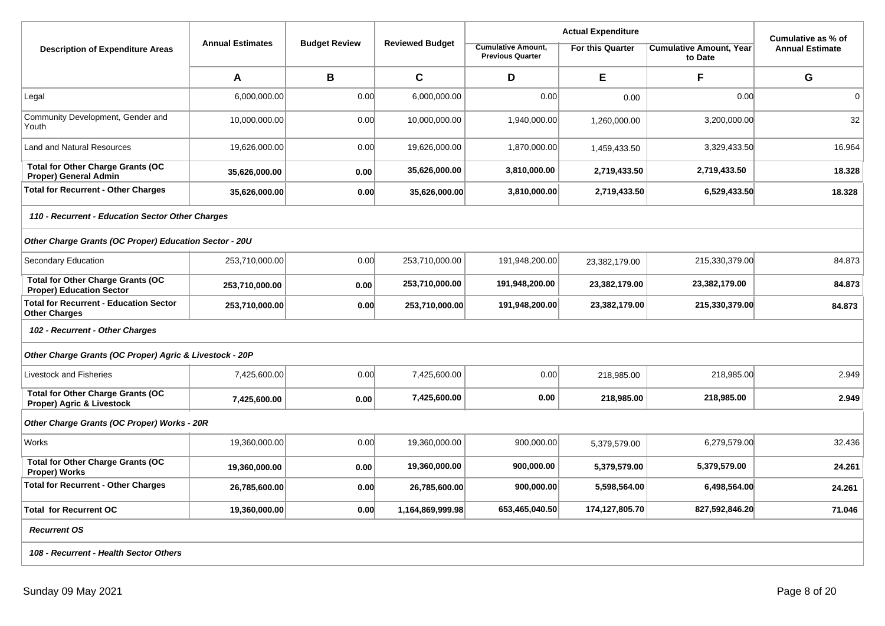| Description of Expenditure Areas | Annual Estimates | Budget Review | Reviewed Budget | Actual Expenditure | | | Cumulative as % of Annual Estimate |
|---|---|---|---|---|---|---|---|
| | | | | Cumulative Amount, Previous Quarter | For this Quarter | Cumulative Amount, Year to Date | |
| | **A** | **B** | **C** | **D** | **E** | **F** | **G** |
| Legal | 6,000,000.00 | 0.00 | 6,000,000.00 | 0.00 | 0.00 | 0.00 | 0 |
| Community Development, Gender and Youth | 10,000,000.00 | 0.00 | 10,000,000.00 | 1,940,000.00 | 1,260,000.00 | 3,200,000.00 | 32 |
| Land and Natural Resources | 19,626,000.00 | 0.00 | 19,626,000.00 | 1,870,000.00 | 1,459,433.50 | 3,329,433.50 | 16.964 |
| **Total for Other Charge Grants (OC Proper) General Admin** | **35,626,000.00** | **0.00** | **35,626,000.00** | **3,810,000.00** | **2,719,433.50** | **2,719,433.50** | **18.328** |
| **Total for Recurrent - Other Charges** | **35,626,000.00** | **0.00** | **35,626,000.00** | **3,810,000.00** | **2,719,433.50** | **6,529,433.50** | **18.328** |
| ***110 - Recurrent - Education Sector Other Charges*** | | | | | | | |
| ***Other Charge Grants (OC Proper) Education Sector - 20U*** | | | | | | | |
| Secondary Education | 253,710,000.00 | 0.00 | 253,710,000.00 | 191,948,200.00 | 23,382,179.00 | 215,330,379.00 | 84.873 |
| **Total for Other Charge Grants (OC Proper) Education Sector** | **253,710,000.00** | **0.00** | **253,710,000.00** | **191,948,200.00** | **23,382,179.00** | **23,382,179.00** | **84.873** |
| **Total for Recurrent - Education Sector Other Charges** | **253,710,000.00** | **0.00** | **253,710,000.00** | **191,948,200.00** | **23,382,179.00** | **215,330,379.00** | **84.873** |
| ***102 - Recurrent - Other Charges*** | | | | | | | |
| ***Other Charge Grants (OC Proper) Agric & Livestock - 20P*** | | | | | | | |
| Livestock and Fisheries | 7,425,600.00 | 0.00 | 7,425,600.00 | 0.00 | 218,985.00 | 218,985.00 | 2.949 |
| **Total for Other Charge Grants (OC Proper) Agric & Livestock** | **7,425,600.00** | **0.00** | **7,425,600.00** | **0.00** | **218,985.00** | **218,985.00** | **2.949** |
| ***Other Charge Grants (OC Proper) Works - 20R*** | | | | | | | |
| Works | 19,360,000.00 | 0.00 | 19,360,000.00 | 900,000.00 | 5,379,579.00 | 6,279,579.00 | 32.436 |
| **Total for Other Charge Grants (OC Proper) Works** | **19,360,000.00** | **0.00** | **19,360,000.00** | **900,000.00** | **5,379,579.00** | **5,379,579.00** | **24.261** |
| **Total for Recurrent - Other Charges** | **26,785,600.00** | **0.00** | **26,785,600.00** | **900,000.00** | **5,598,564.00** | **6,498,564.00** | **24.261** |
| **Total for Recurrent OC** | **19,360,000.00** | **0.00** | **1,164,869,999.98** | **653,465,040.50** | **174,127,805.70** | **827,592,846.20** | **71.046** |
| ***Recurrent OS*** | | | | | | | |
| ***108 - Recurrent - Health Sector Others*** | | | | | | | |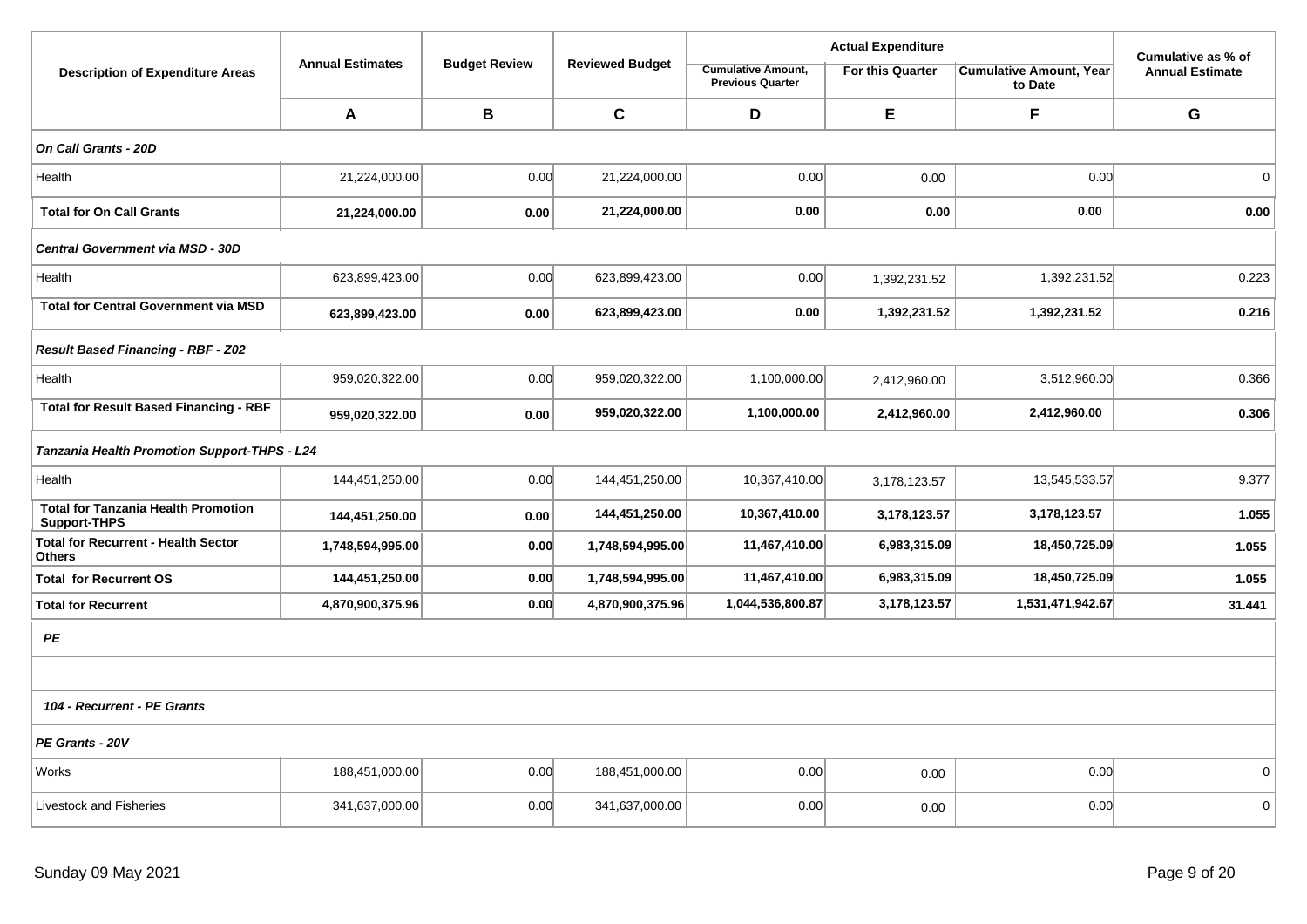| Description of Expenditure Areas | Annual Estimates | Budget Review | Reviewed Budget | Actual Expenditure | | | Cumulative as % of Annual Estimate |
|---|---|---|---|---|---|---|---|
| | | | | Cumulative Amount, Previous Quarter | For this Quarter | Cumulative Amount, Year to Date | |
| | **A** | **B** | **C** | **D** | **E** | **F** | **G** |
| ***On Call Grants - 20D*** | | | | | | | |
| Health | 21,224,000.00 | 0.00 | 21,224,000.00 | 0.00 | 0.00 | 0.00 | 0 |
| **Total for On Call Grants** | **21,224,000.00** | **0.00** | **21,224,000.00** | **0.00** | **0.00** | **0.00** | **0.00** |
| ***Central Government via MSD - 30D*** | | | | | | | |
| Health | 623,899,423.00 | 0.00 | 623,899,423.00 | 0.00 | 1,392,231.52 | 1,392,231.52 | 0.223 |
| **Total for Central Government via MSD** | **623,899,423.00** | **0.00** | **623,899,423.00** | **0.00** | **1,392,231.52** | **1,392,231.52** | **0.216** |
| ***Result Based Financing - RBF - Z02*** | | | | | | | |
| Health | 959,020,322.00 | 0.00 | 959,020,322.00 | 1,100,000.00 | 2,412,960.00 | 3,512,960.00 | 0.366 |
| **Total for Result Based Financing - RBF** | **959,020,322.00** | **0.00** | **959,020,322.00** | **1,100,000.00** | **2,412,960.00** | **2,412,960.00** | **0.306** |
| ***Tanzania Health Promotion Support-THPS - L24*** | | | | | | | |
| Health | 144,451,250.00 | 0.00 | 144,451,250.00 | 10,367,410.00 | 3,178,123.57 | 13,545,533.57 | 9.377 |
| **Total for Tanzania Health Promotion Support-THPS** | **144,451,250.00** | **0.00** | **144,451,250.00** | **10,367,410.00** | **3,178,123.57** | **3,178,123.57** | **1.055** |
| **Total for Recurrent - Health Sector Others** | **1,748,594,995.00** | **0.00** | **1,748,594,995.00** | **11,467,410.00** | **6,983,315.09** | **18,450,725.09** | **1.055** |
| **Total for Recurrent OS** | **144,451,250.00** | **0.00** | **1,748,594,995.00** | **11,467,410.00** | **6,983,315.09** | **18,450,725.09** | **1.055** |
| **Total for Recurrent** | **4,870,900,375.96** | **0.00** | **4,870,900,375.96** | **1,044,536,800.87** | **3,178,123.57** | **1,531,471,942.67** | **31.441** |
| ***PE*** | | | | | | | |
| | | | | | | | |
| ***104 - Recurrent - PE Grants*** | | | | | | | |
| ***PE Grants - 20V*** | | | | | | | |
| Works | 188,451,000.00 | 0.00 | 188,451,000.00 | 0.00 | 0.00 | 0.00 | 0 |
| Livestock and Fisheries | 341,637,000.00 | 0.00 | 341,637,000.00 | 0.00 | 0.00 | 0.00 | 0 |

Sunday 09 May 2021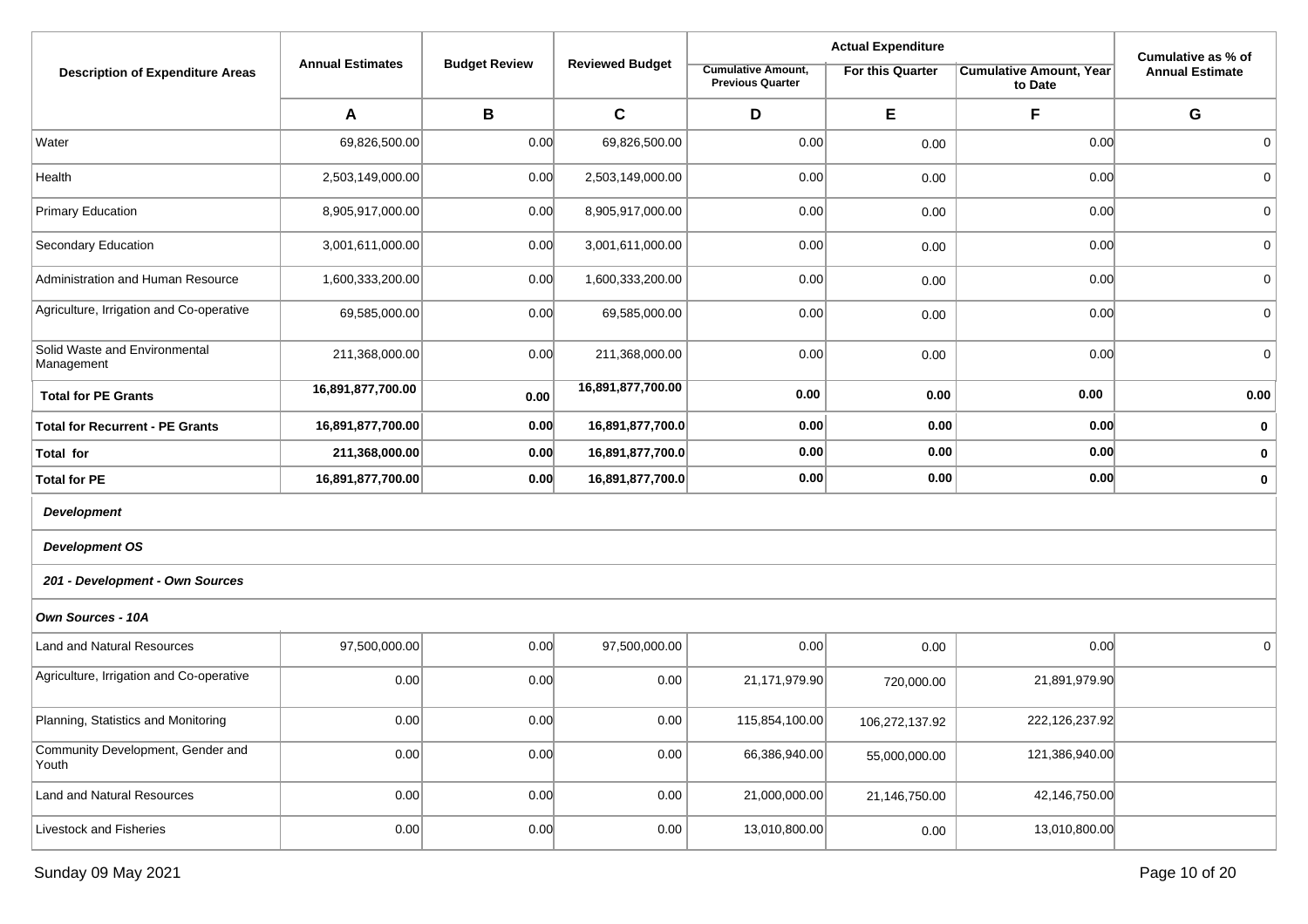| Description of Expenditure Areas | Annual Estimates | Budget Review | Reviewed Budget | Actual Expenditure | | | Cumulative as % of Annual Estimate |
|---|---|---|---|---|---|---|---|
| | | | | Cumulative Amount, Previous Quarter | For this Quarter | Cumulative Amount, Year to Date | |
| | **A** | **B** | **C** | **D** | **E** | **F** | **G** |
| Water | 69,826,500.00 | 0.00 | 69,826,500.00 | 0.00 | 0.00 | 0.00 | 0 |
| Health | 2,503,149,000.00 | 0.00 | 2,503,149,000.00 | 0.00 | 0.00 | 0.00 | 0 |
| Primary Education | 8,905,917,000.00 | 0.00 | 8,905,917,000.00 | 0.00 | 0.00 | 0.00 | 0 |
| Secondary Education | 3,001,611,000.00 | 0.00 | 3,001,611,000.00 | 0.00 | 0.00 | 0.00 | 0 |
| Administration and Human Resource | 1,600,333,200.00 | 0.00 | 1,600,333,200.00 | 0.00 | 0.00 | 0.00 | 0 |
| Agriculture, Irrigation and Co-operative | 69,585,000.00 | 0.00 | 69,585,000.00 | 0.00 | 0.00 | 0.00 | 0 |
| Solid Waste and Environmental Management | 211,368,000.00 | 0.00 | 211,368,000.00 | 0.00 | 0.00 | 0.00 | 0 |
| **Total for PE Grants** | **16,891,877,700.00** | **0.00** | **16,891,877,700.00** | **0.00** | **0.00** | **0.00** | **0.00** |
| **Total for Recurrent - PE Grants** | **16,891,877,700.00** | **0.00** | **16,891,877,700.0** | **0.00** | **0.00** | **0.00** | **0** |
| **Total for** | **211,368,000.00** | **0.00** | **16,891,877,700.0** | **0.00** | **0.00** | **0.00** | **0** |
| **Total for PE** | **16,891,877,700.00** | **0.00** | **16,891,877,700.0** | **0.00** | **0.00** | **0.00** | **0** |
| ***Development*** | | | | | | | |
| ***Development OS*** | | | | | | | |
| ***201 - Development - Own Sources*** | | | | | | | |
| ***Own Sources - 10A*** | | | | | | | |
| Land and Natural Resources | 97,500,000.00 | 0.00 | 97,500,000.00 | 0.00 | 0.00 | 0.00 | 0 |
| Agriculture, Irrigation and Co-operative | 0.00 | 0.00 | 0.00 | 21,171,979.90 | 720,000.00 | 21,891,979.90 | |
| Planning, Statistics and Monitoring | 0.00 | 0.00 | 0.00 | 115,854,100.00 | 106,272,137.92 | 222,126,237.92 | |
| Community Development, Gender and Youth | 0.00 | 0.00 | 0.00 | 66,386,940.00 | 55,000,000.00 | 121,386,940.00 | |
| Land and Natural Resources | 0.00 | 0.00 | 0.00 | 21,000,000.00 | 21,146,750.00 | 42,146,750.00 | |
| Livestock and Fisheries | 0.00 | 0.00 | 0.00 | 13,010,800.00 | 0.00 | 13,010,800.00 | |

Sunday 09 May 2021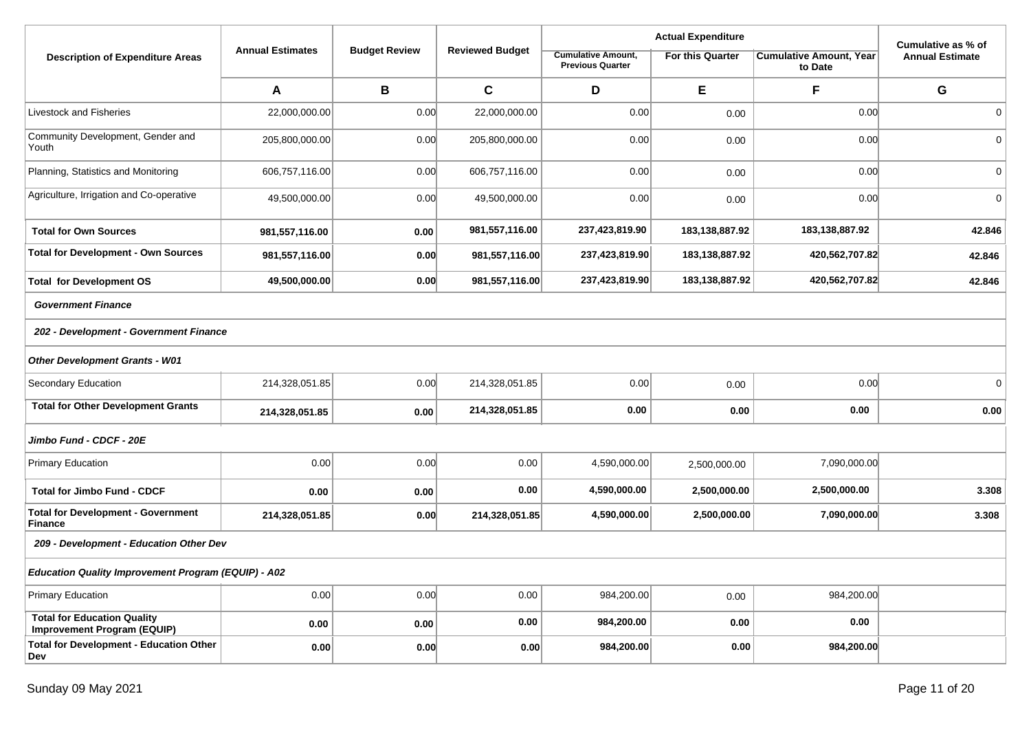| Description of Expenditure Areas | Annual Estimates | Budget Review | Reviewed Budget | Actual Expenditure | | | Cumulative as % of Annual Estimate |
|---|---|---|---|---|---|---|---|
| | | | | Cumulative Amount, Previous Quarter | For this Quarter | Cumulative Amount, Year to Date | |
| | **A** | **B** | **C** | **D** | **E** | **F** | **G** |
| Livestock and Fisheries | 22,000,000.00 | 0.00 | 22,000,000.00 | 0.00 | 0.00 | 0.00 | 0 |
| Community Development, Gender and Youth | 205,800,000.00 | 0.00 | 205,800,000.00 | 0.00 | 0.00 | 0.00 | 0 |
| Planning, Statistics and Monitoring | 606,757,116.00 | 0.00 | 606,757,116.00 | 0.00 | 0.00 | 0.00 | 0 |
| Agriculture, Irrigation and Co-operative | 49,500,000.00 | 0.00 | 49,500,000.00 | 0.00 | 0.00 | 0.00 | 0 |
| **Total for Own Sources** | **981,557,116.00** | **0.00** | **981,557,116.00** | **237,423,819.90** | **183,138,887.92** | **183,138,887.92** | **42.846** |
| **Total for Development - Own Sources** | **981,557,116.00** | **0.00** | **981,557,116.00** | **237,423,819.90** | **183,138,887.92** | **420,562,707.82** | **42.846** |
| **Total for Development OS** | **49,500,000.00** | **0.00** | **981,557,116.00** | **237,423,819.90** | **183,138,887.92** | **420,562,707.82** | **42.846** |
| ***Government Finance*** | | | | | | | |
| ***202 - Development - Government Finance*** | | | | | | | |
| ***Other Development Grants - W01*** | | | | | | | |
| Secondary Education | 214,328,051.85 | 0.00 | 214,328,051.85 | 0.00 | 0.00 | 0.00 | 0 |
| **Total for Other Development Grants** | **214,328,051.85** | **0.00** | **214,328,051.85** | **0.00** | **0.00** | **0.00** | **0.00** |
| ***Jimbo Fund - CDCF - 20E*** | | | | | | | |
| Primary Education | 0.00 | 0.00 | 0.00 | 4,590,000.00 | 2,500,000.00 | 7,090,000.00 | |
| **Total for Jimbo Fund - CDCF** | **0.00** | **0.00** | **0.00** | **4,590,000.00** | **2,500,000.00** | **2,500,000.00** | **3.308** |
| **Total for Development - Government Finance** | **214,328,051.85** | **0.00** | **214,328,051.85** | **4,590,000.00** | **2,500,000.00** | **7,090,000.00** | **3.308** |
| ***209 - Development - Education Other Dev*** | | | | | | | |
| ***Education Quality Improvement Program (EQUIP) - A02*** | | | | | | | |
| Primary Education | 0.00 | 0.00 | 0.00 | 984,200.00 | 0.00 | 984,200.00 | |
| **Total for Education Quality Improvement Program (EQUIP)** | **0.00** | **0.00** | **0.00** | **984,200.00** | **0.00** | **0.00** | |
| **Total for Development - Education Other Dev** | **0.00** | **0.00** | **0.00** | **984,200.00** | **0.00** | **984,200.00** | |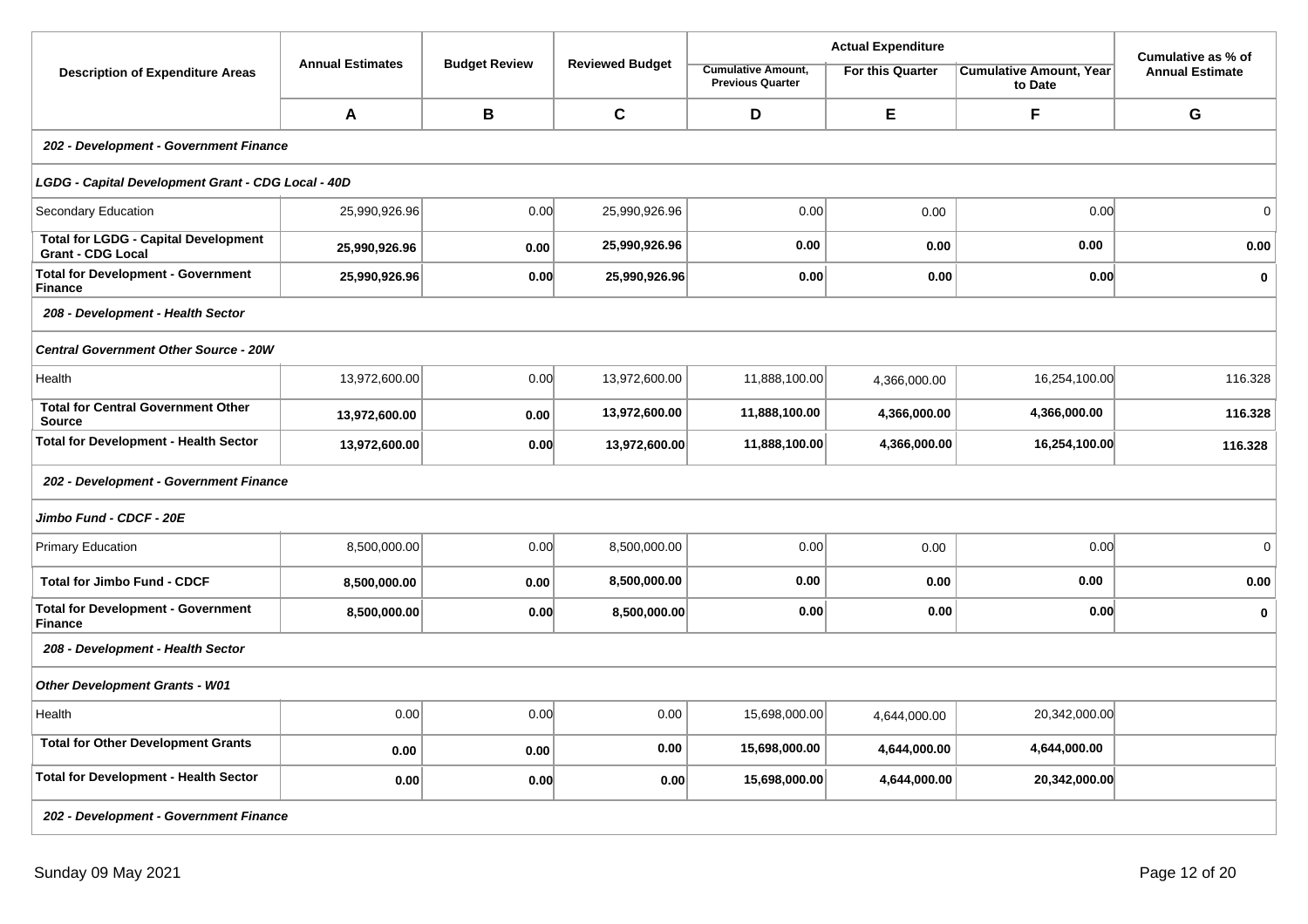| Description of Expenditure Areas | Annual Estimates | Budget Review | Reviewed Budget | Actual Expenditure | | | Cumulative as % of Annual Estimate |
|---|---|---|---|---|---|---|---|
| | | | | Cumulative Amount, Previous Quarter | For this Quarter | Cumulative Amount, Year to Date | |
| | **A** | **B** | **C** | **D** | **E** | **F** | **G** |
| ***202 - Development - Government Finance*** | | | | | | | |
| ***LGDG - Capital Development Grant - CDG Local - 40D*** | | | | | | | |
| Secondary Education | 25,990,926.96 | 0.00 | 25,990,926.96 | 0.00 | 0.00 | 0.00 | 0 |
| **Total for LGDG - Capital Development Grant - CDG Local** | **25,990,926.96** | **0.00** | **25,990,926.96** | **0.00** | **0.00** | **0.00** | **0.00** |
| **Total for Development - Government Finance** | **25,990,926.96** | **0.00** | **25,990,926.96** | **0.00** | **0.00** | **0.00** | **0** |
| ***208 - Development - Health Sector*** | | | | | | | |
| ***Central Government Other Source - 20W*** | | | | | | | |
| Health | 13,972,600.00 | 0.00 | 13,972,600.00 | 11,888,100.00 | 4,366,000.00 | 16,254,100.00 | 116.328 |
| **Total for Central Government Other Source** | **13,972,600.00** | **0.00** | **13,972,600.00** | **11,888,100.00** | **4,366,000.00** | **4,366,000.00** | **116.328** |
| **Total for Development - Health Sector** | **13,972,600.00** | **0.00** | **13,972,600.00** | **11,888,100.00** | **4,366,000.00** | **16,254,100.00** | **116.328** |
| ***202 - Development - Government Finance*** | | | | | | | |
| ***Jimbo Fund - CDCF - 20E*** | | | | | | | |
| Primary Education | 8,500,000.00 | 0.00 | 8,500,000.00 | 0.00 | 0.00 | 0.00 | 0 |
| **Total for Jimbo Fund - CDCF** | **8,500,000.00** | **0.00** | **8,500,000.00** | **0.00** | **0.00** | **0.00** | **0.00** |
| **Total for Development - Government Finance** | **8,500,000.00** | **0.00** | **8,500,000.00** | **0.00** | **0.00** | **0.00** | **0** |
| ***208 - Development - Health Sector*** | | | | | | | |
| ***Other Development Grants - W01*** | | | | | | | |
| Health | 0.00 | 0.00 | 0.00 | 15,698,000.00 | 4,644,000.00 | 20,342,000.00 | |
| **Total for Other Development Grants** | **0.00** | **0.00** | **0.00** | **15,698,000.00** | **4,644,000.00** | **4,644,000.00** | |
| **Total for Development - Health Sector** | **0.00** | **0.00** | **0.00** | **15,698,000.00** | **4,644,000.00** | **20,342,000.00** | |
| ***202 - Development - Government Finance*** | | | | | | | |

Sunday 09 May 2021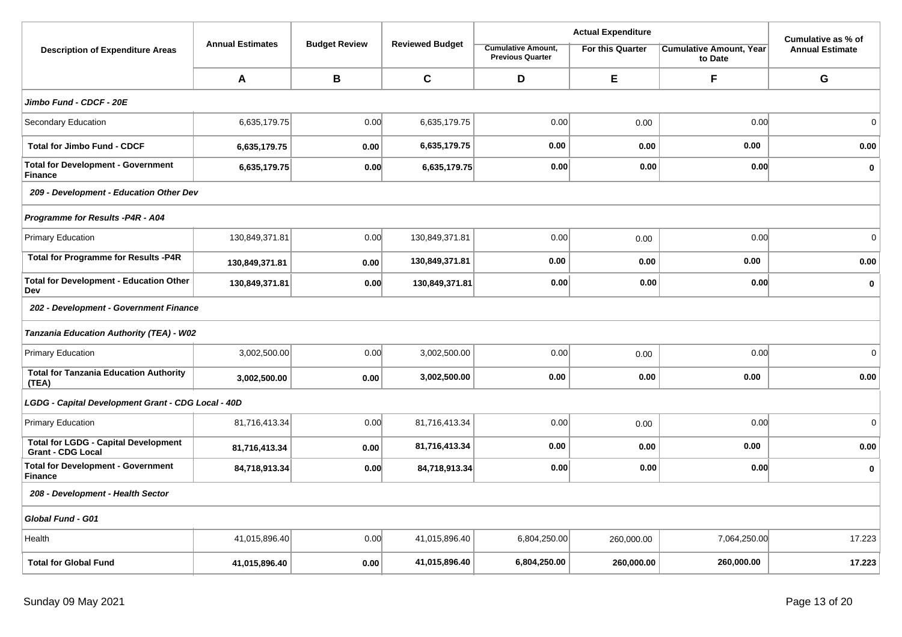| Description of Expenditure Areas | Annual Estimates | Budget Review | Reviewed Budget | Actual Expenditure | | | Cumulative as % of Annual Estimate |
|---|---|---|---|---|---|---|---|
| | | | | Cumulative Amount, Previous Quarter | For this Quarter | Cumulative Amount, Year to Date | |
| | **A** | **B** | **C** | **D** | **E** | **F** | **G** |
| ***Jimbo Fund - CDCF - 20E*** | | | | | | | |
| Secondary Education | 6,635,179.75 | 0.00 | 6,635,179.75 | 0.00 | 0.00 | 0.00 | 0 |
| **Total for Jimbo Fund - CDCF** | **6,635,179.75** | **0.00** | **6,635,179.75** | **0.00** | **0.00** | **0.00** | **0.00** |
| **Total for Development - Government Finance** | **6,635,179.75** | **0.00** | **6,635,179.75** | **0.00** | **0.00** | **0.00** | **0** |
| ***209 - Development - Education Other Dev*** | | | | | | | |
| ***Programme for Results -P4R - A04*** | | | | | | | |
| Primary Education | 130,849,371.81 | 0.00 | 130,849,371.81 | 0.00 | 0.00 | 0.00 | 0 |
| **Total for Programme for Results -P4R** | **130,849,371.81** | **0.00** | **130,849,371.81** | **0.00** | **0.00** | **0.00** | **0.00** |
| **Total for Development - Education Other Dev** | **130,849,371.81** | **0.00** | **130,849,371.81** | **0.00** | **0.00** | **0.00** | **0** |
| ***202 - Development - Government Finance*** | | | | | | | |
| ***Tanzania Education Authority (TEA) - W02*** | | | | | | | |
| Primary Education | 3,002,500.00 | 0.00 | 3,002,500.00 | 0.00 | 0.00 | 0.00 | 0 |
| **Total for Tanzania Education Authority (TEA)** | **3,002,500.00** | **0.00** | **3,002,500.00** | **0.00** | **0.00** | **0.00** | **0.00** |
| ***LGDG - Capital Development Grant - CDG Local - 40D*** | | | | | | | |
| Primary Education | 81,716,413.34 | 0.00 | 81,716,413.34 | 0.00 | 0.00 | 0.00 | 0 |
| **Total for LGDG - Capital Development Grant - CDG Local** | **81,716,413.34** | **0.00** | **81,716,413.34** | **0.00** | **0.00** | **0.00** | **0.00** |
| **Total for Development - Government Finance** | **84,718,913.34** | **0.00** | **84,718,913.34** | **0.00** | **0.00** | **0.00** | **0** |
| ***208 - Development - Health Sector*** | | | | | | | |
| ***Global Fund - G01*** | | | | | | | |
| Health | 41,015,896.40 | 0.00 | 41,015,896.40 | 6,804,250.00 | 260,000.00 | 7,064,250.00 | 17.223 |
| **Total for Global Fund** | **41,015,896.40** | **0.00** | **41,015,896.40** | **6,804,250.00** | **260,000.00** | **260,000.00** | **17.223** |

Sunday 09 May 2021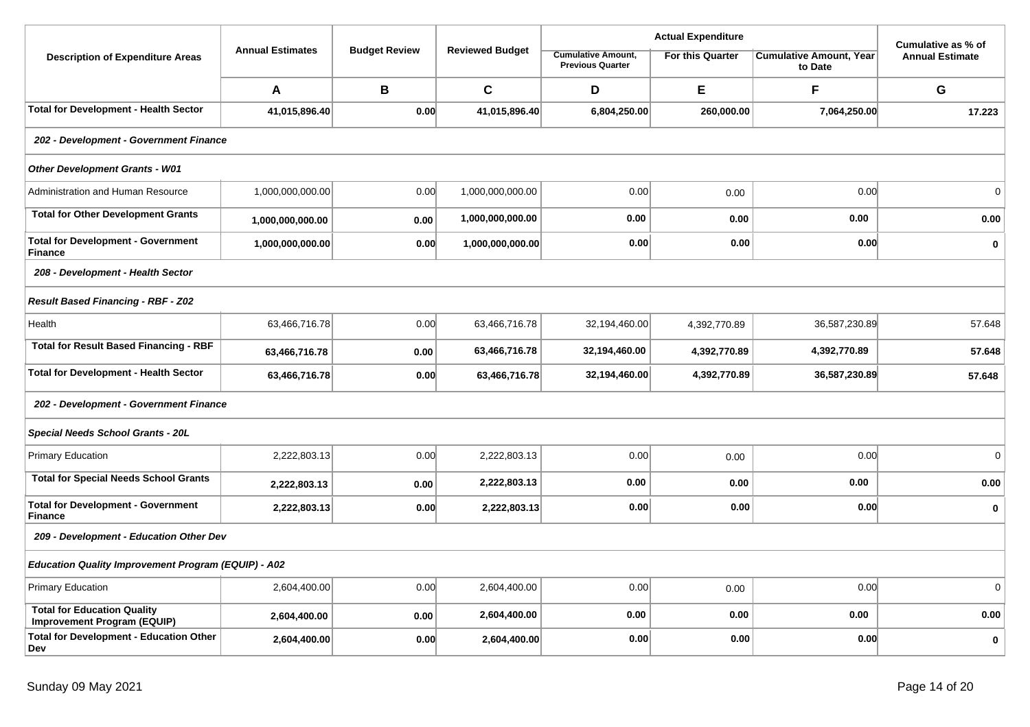| Description of Expenditure Areas | Annual Estimates | Budget Review | Reviewed Budget | Actual Expenditure | | | Cumulative as % of Annual Estimate |
|---|---|---|---|---|---|---|---|
| | | | | Cumulative Amount, Previous Quarter | For this Quarter | Cumulative Amount, Year to Date | |
| | A | B | C | D | E | F | G |
| **Total for Development - Health Sector** | **41,015,896.40** | **0.00** | **41,015,896.40** | **6,804,250.00** | **260,000.00** | **7,064,250.00** | **17.223** |
| ***202 - Development - Government Finance*** | | | | | | | |
| ***Other Development Grants - W01*** | | | | | | | |
| Administration and Human Resource | 1,000,000,000.00 | 0.00 | 1,000,000,000.00 | 0.00 | 0.00 | 0.00 | 0 |
| **Total for Other Development Grants** | **1,000,000,000.00** | **0.00** | **1,000,000,000.00** | **0.00** | **0.00** | **0.00** | **0.00** |
| **Total for Development - Government Finance** | **1,000,000,000.00** | **0.00** | **1,000,000,000.00** | **0.00** | **0.00** | **0.00** | **0** |
| ***208 - Development - Health Sector*** | | | | | | | |
| ***Result Based Financing - RBF - Z02*** | | | | | | | |
| Health | 63,466,716.78 | 0.00 | 63,466,716.78 | 32,194,460.00 | 4,392,770.89 | 36,587,230.89 | 57.648 |
| **Total for Result Based Financing - RBF** | **63,466,716.78** | **0.00** | **63,466,716.78** | **32,194,460.00** | **4,392,770.89** | **4,392,770.89** | **57.648** |
| **Total for Development - Health Sector** | **63,466,716.78** | **0.00** | **63,466,716.78** | **32,194,460.00** | **4,392,770.89** | **36,587,230.89** | **57.648** |
| ***202 - Development - Government Finance*** | | | | | | | |
| ***Special Needs School Grants - 20L*** | | | | | | | |
| Primary Education | 2,222,803.13 | 0.00 | 2,222,803.13 | 0.00 | 0.00 | 0.00 | 0 |
| **Total for Special Needs School Grants** | **2,222,803.13** | **0.00** | **2,222,803.13** | **0.00** | **0.00** | **0.00** | **0.00** |
| **Total for Development - Government Finance** | **2,222,803.13** | **0.00** | **2,222,803.13** | **0.00** | **0.00** | **0.00** | **0** |
| ***209 - Development - Education Other Dev*** | | | | | | | |
| ***Education Quality Improvement Program (EQUIP) - A02*** | | | | | | | |
| Primary Education | 2,604,400.00 | 0.00 | 2,604,400.00 | 0.00 | 0.00 | 0.00 | 0 |
| **Total for Education Quality Improvement Program (EQUIP)** | **2,604,400.00** | **0.00** | **2,604,400.00** | **0.00** | **0.00** | **0.00** | **0.00** |
| **Total for Development - Education Other Dev** | **2,604,400.00** | **0.00** | **2,604,400.00** | **0.00** | **0.00** | **0.00** | **0** |

Sunday 09 May 2021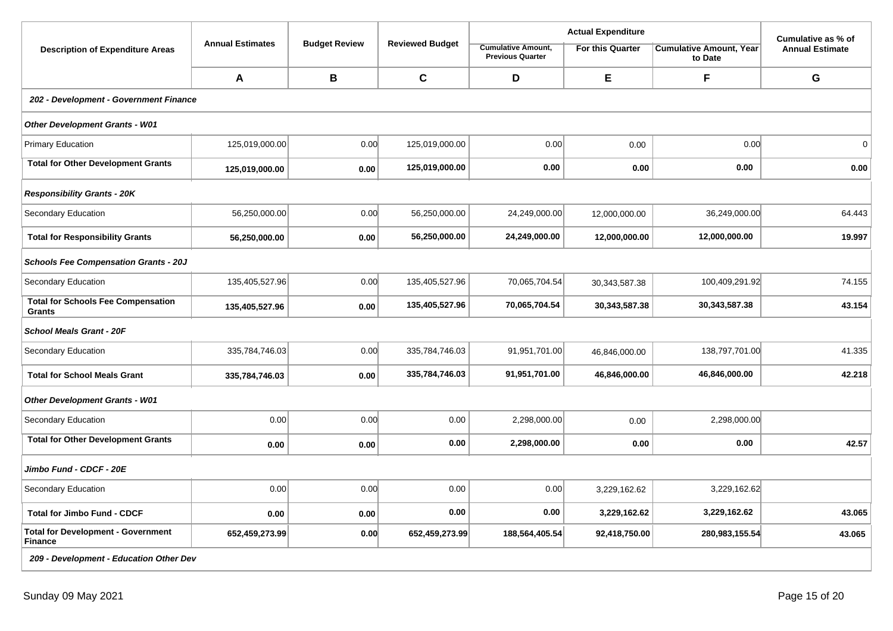| Description of Expenditure Areas | Annual Estimates | Budget Review | Reviewed Budget | Actual Expenditure | | | Cumulative as % of Annual Estimate |
|---|---|---|---|---|---|---|---|
| | | | | Cumulative Amount, Previous Quarter | For this Quarter | Cumulative Amount, Year to Date | |
| | **A** | **B** | **C** | **D** | **E** | **F** | **G** |
| ***202 - Development - Government Finance*** | | | | | | | |
| ***Other Development Grants - W01*** | | | | | | | |
| Primary Education | 125,019,000.00 | 0.00 | 125,019,000.00 | 0.00 | 0.00 | 0.00 | 0 |
| **Total for Other Development Grants** | **125,019,000.00** | **0.00** | **125,019,000.00** | **0.00** | **0.00** | **0.00** | **0.00** |
| ***Responsibility Grants - 20K*** | | | | | | | |
| Secondary Education | 56,250,000.00 | 0.00 | 56,250,000.00 | 24,249,000.00 | 12,000,000.00 | 36,249,000.00 | 64.443 |
| **Total for Responsibility Grants** | **56,250,000.00** | **0.00** | **56,250,000.00** | **24,249,000.00** | **12,000,000.00** | **12,000,000.00** | **19.997** |
| ***Schools Fee Compensation Grants - 20J*** | | | | | | | |
| Secondary Education | 135,405,527.96 | 0.00 | 135,405,527.96 | 70,065,704.54 | 30,343,587.38 | 100,409,291.92 | 74.155 |
| **Total for Schools Fee Compensation Grants** | **135,405,527.96** | **0.00** | **135,405,527.96** | **70,065,704.54** | **30,343,587.38** | **30,343,587.38** | **43.154** |
| ***School Meals Grant - 20F*** | | | | | | | |
| Secondary Education | 335,784,746.03 | 0.00 | 335,784,746.03 | 91,951,701.00 | 46,846,000.00 | 138,797,701.00 | 41.335 |
| **Total for School Meals Grant** | **335,784,746.03** | **0.00** | **335,784,746.03** | **91,951,701.00** | **46,846,000.00** | **46,846,000.00** | **42.218** |
| ***Other Development Grants - W01*** | | | | | | | |
| Secondary Education | 0.00 | 0.00 | 0.00 | 2,298,000.00 | 0.00 | 2,298,000.00 | |
| **Total for Other Development Grants** | **0.00** | **0.00** | **0.00** | **2,298,000.00** | **0.00** | **0.00** | **42.57** |
| ***Jimbo Fund - CDCF - 20E*** | | | | | | | |
| Secondary Education | 0.00 | 0.00 | 0.00 | 0.00 | 3,229,162.62 | 3,229,162.62 | |
| **Total for Jimbo Fund - CDCF** | **0.00** | **0.00** | **0.00** | **0.00** | **3,229,162.62** | **3,229,162.62** | **43.065** |
| **Total for Development - Government Finance** | **652,459,273.99** | **0.00** | **652,459,273.99** | **188,564,405.54** | **92,418,750.00** | **280,983,155.54** | **43.065** |
| ***209 - Development - Education Other Dev*** | | | | | | | |

Sunday 09 May 2021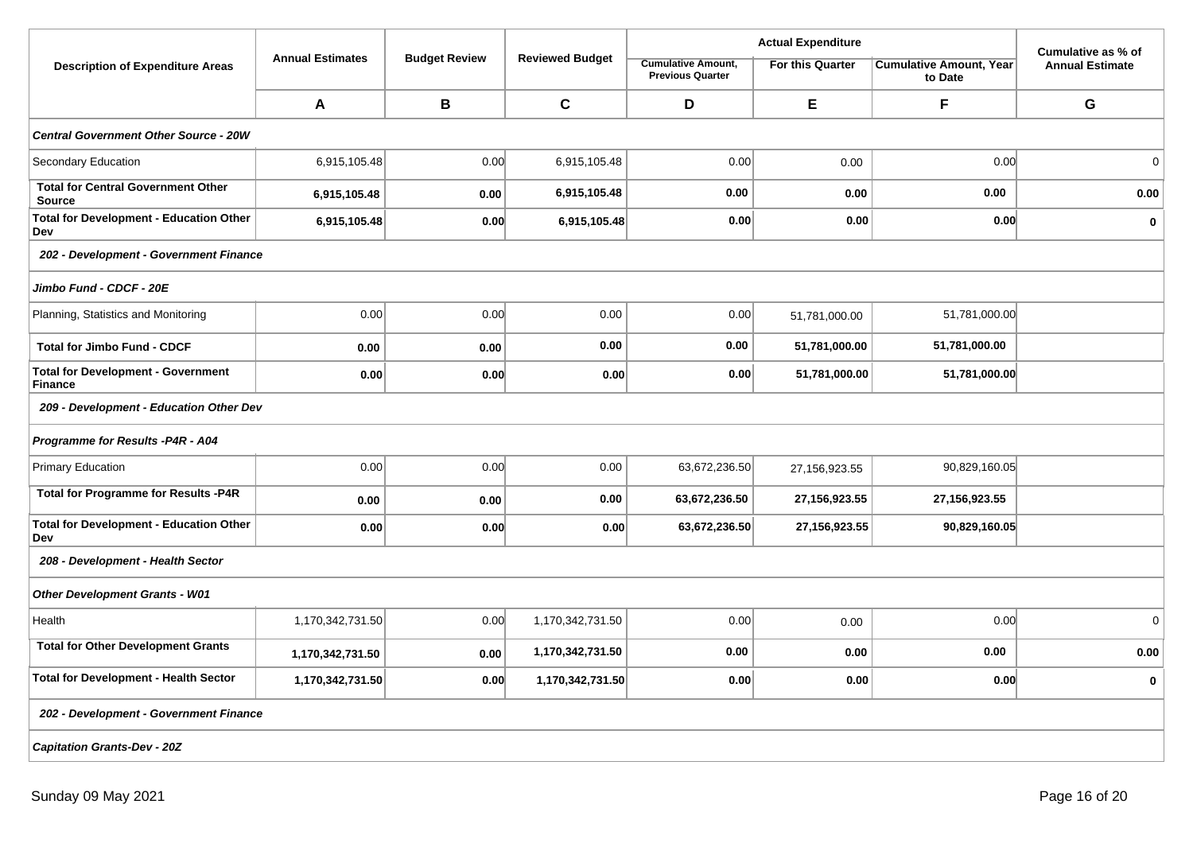| Description of Expenditure Areas | Annual Estimates | Budget Review | Reviewed Budget | Actual Expenditure | | | Cumulative as % of Annual Estimate |
|---|---|---|---|---|---|---|---|
| | | | | Cumulative Amount, Previous Quarter | For this Quarter | Cumulative Amount, Year to Date | |
| | **A** | **B** | **C** | **D** | **E** | **F** | **G** |
| ***Central Government Other Source - 20W*** | | | | | | | |
| Secondary Education | 6,915,105.48 | 0.00 | 6,915,105.48 | 0.00 | 0.00 | 0.00 | 0 |
| **Total for Central Government Other Source** | **6,915,105.48** | **0.00** | **6,915,105.48** | **0.00** | **0.00** | **0.00** | **0.00** |
| **Total for Development - Education Other Dev** | **6,915,105.48** | **0.00** | **6,915,105.48** | **0.00** | **0.00** | **0.00** | **0** |
| ***202 - Development - Government Finance*** | | | | | | | |
| ***Jimbo Fund - CDCF - 20E*** | | | | | | | |
| Planning, Statistics and Monitoring | 0.00 | 0.00 | 0.00 | 0.00 | 51,781,000.00 | 51,781,000.00 | |
| **Total for Jimbo Fund - CDCF** | **0.00** | **0.00** | **0.00** | **0.00** | **51,781,000.00** | **51,781,000.00** | |
| **Total for Development - Government Finance** | **0.00** | **0.00** | **0.00** | **0.00** | **51,781,000.00** | **51,781,000.00** | |
| ***209 - Development - Education Other Dev*** | | | | | | | |
| ***Programme for Results -P4R - A04*** | | | | | | | |
| Primary Education | 0.00 | 0.00 | 0.00 | 63,672,236.50 | 27,156,923.55 | 90,829,160.05 | |
| **Total for Programme for Results -P4R** | **0.00** | **0.00** | **0.00** | **63,672,236.50** | **27,156,923.55** | **27,156,923.55** | |
| **Total for Development - Education Other Dev** | **0.00** | **0.00** | **0.00** | **63,672,236.50** | **27,156,923.55** | **90,829,160.05** | |
| ***208 - Development - Health Sector*** | | | | | | | |
| ***Other Development Grants - W01*** | | | | | | | |
| Health | 1,170,342,731.50 | 0.00 | 1,170,342,731.50 | 0.00 | 0.00 | 0.00 | 0 |
| **Total for Other Development Grants** | **1,170,342,731.50** | **0.00** | **1,170,342,731.50** | **0.00** | **0.00** | **0.00** | **0.00** |
| **Total for Development - Health Sector** | **1,170,342,731.50** | **0.00** | **1,170,342,731.50** | **0.00** | **0.00** | **0.00** | **0** |
| ***202 - Development - Government Finance*** | | | | | | | |
| ***Capitation Grants-Dev - 20Z*** | | | | | | | |

Sunday 09 May 2021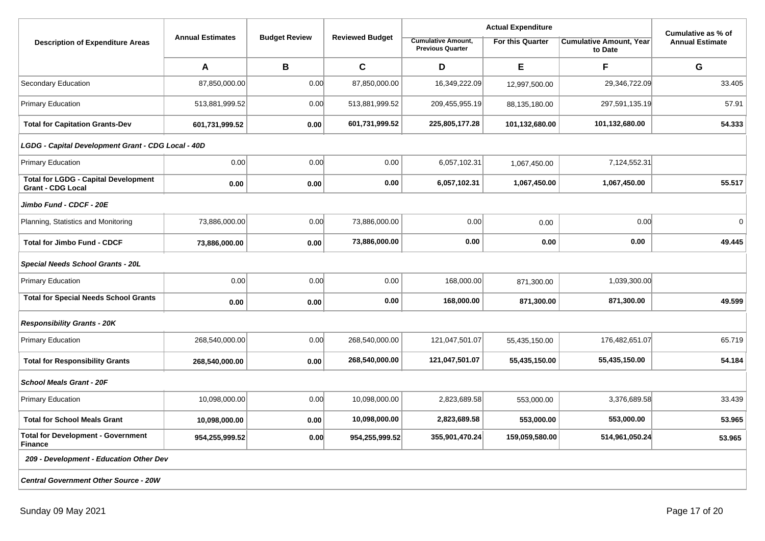| Description of Expenditure Areas | Annual Estimates | Budget Review | Reviewed Budget | Actual Expenditure | | | Cumulative as % of Annual Estimate |
|---|---|---|---|---|---|---|---|
| | | | | Cumulative Amount, Previous Quarter | For this Quarter | Cumulative Amount, Year to Date | |
| | **A** | **B** | **C** | **D** | **E** | **F** | **G** |
| Secondary Education | 87,850,000.00 | 0.00 | 87,850,000.00 | 16,349,222.09 | 12,997,500.00 | 29,346,722.09 | 33.405 |
| Primary Education | 513,881,999.52 | 0.00 | 513,881,999.52 | 209,455,955.19 | 88,135,180.00 | 297,591,135.19 | 57.91 |
| **Total for Capitation Grants-Dev** | **601,731,999.52** | **0.00** | **601,731,999.52** | **225,805,177.28** | **101,132,680.00** | **101,132,680.00** | **54.333** |
| ***LGDG - Capital Development Grant - CDG Local - 40D*** | | | | | | | |
| Primary Education | 0.00 | 0.00 | 0.00 | 6,057,102.31 | 1,067,450.00 | 7,124,552.31 | |
| **Total for LGDG - Capital Development Grant - CDG Local** | **0.00** | **0.00** | **0.00** | **6,057,102.31** | **1,067,450.00** | **1,067,450.00** | **55.517** |
| ***Jimbo Fund - CDCF - 20E*** | | | | | | | |
| Planning, Statistics and Monitoring | 73,886,000.00 | 0.00 | 73,886,000.00 | 0.00 | 0.00 | 0.00 | 0 |
| **Total for Jimbo Fund - CDCF** | **73,886,000.00** | **0.00** | **73,886,000.00** | **0.00** | **0.00** | **0.00** | **49.445** |
| ***Special Needs School Grants - 20L*** | | | | | | | |
| Primary Education | 0.00 | 0.00 | 0.00 | 168,000.00 | 871,300.00 | 1,039,300.00 | |
| **Total for Special Needs School Grants** | **0.00** | **0.00** | **0.00** | **168,000.00** | **871,300.00** | **871,300.00** | **49.599** |
| ***Responsibility Grants - 20K*** | | | | | | | |
| Primary Education | 268,540,000.00 | 0.00 | 268,540,000.00 | 121,047,501.07 | 55,435,150.00 | 176,482,651.07 | 65.719 |
| **Total for Responsibility Grants** | **268,540,000.00** | **0.00** | **268,540,000.00** | **121,047,501.07** | **55,435,150.00** | **55,435,150.00** | **54.184** |
| ***School Meals Grant - 20F*** | | | | | | | |
| Primary Education | 10,098,000.00 | 0.00 | 10,098,000.00 | 2,823,689.58 | 553,000.00 | 3,376,689.58 | 33.439 |
| **Total for School Meals Grant** | **10,098,000.00** | **0.00** | **10,098,000.00** | **2,823,689.58** | **553,000.00** | **553,000.00** | **53.965** |
| **Total for Development - Government Finance** | **954,255,999.52** | **0.00** | **954,255,999.52** | **355,901,470.24** | **159,059,580.00** | **514,961,050.24** | **53.965** |
| ***209 - Development - Education Other Dev*** | | | | | | | |
| ***Central Government Other Source - 20W*** | | | | | | | |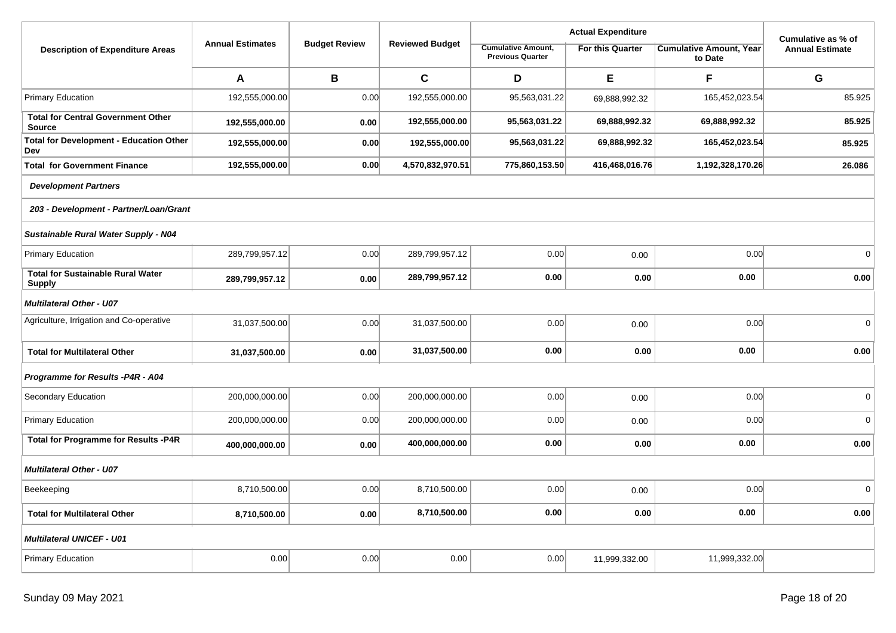| Description of Expenditure Areas | Annual Estimates | Budget Review | Reviewed Budget | Actual Expenditure | | | Cumulative as % of Annual Estimate |
|---|---|---|---|---|---|---|---|
| | | | | Cumulative Amount, Previous Quarter | For this Quarter | Cumulative Amount, Year to Date | |
| | **A** | **B** | **C** | **D** | **E** | **F** | **G** |
| Primary Education | 192,555,000.00 | 0.00 | 192,555,000.00 | 95,563,031.22 | 69,888,992.32 | 165,452,023.54 | 85.925 |
| **Total for Central Government Other Source** | **192,555,000.00** | **0.00** | **192,555,000.00** | **95,563,031.22** | **69,888,992.32** | **69,888,992.32** | **85.925** |
| **Total for Development - Education Other Dev** | **192,555,000.00** | **0.00** | **192,555,000.00** | **95,563,031.22** | **69,888,992.32** | **165,452,023.54** | **85.925** |
| **Total for Government Finance** | **192,555,000.00** | **0.00** | **4,570,832,970.51** | **775,860,153.50** | **416,468,016.76** | **1,192,328,170.26** | **26.086** |
| ***Development Partners*** | | | | | | | |
| ***203 - Development - Partner/Loan/Grant*** | | | | | | | |
| ***Sustainable Rural Water Supply - N04*** | | | | | | | |
| Primary Education | 289,799,957.12 | 0.00 | 289,799,957.12 | 0.00 | 0.00 | 0.00 | 0 |
| **Total for Sustainable Rural Water Supply** | **289,799,957.12** | **0.00** | **289,799,957.12** | **0.00** | **0.00** | **0.00** | **0.00** |
| ***Multilateral Other - U07*** | | | | | | | |
| Agriculture, Irrigation and Co-operative | 31,037,500.00 | 0.00 | 31,037,500.00 | 0.00 | 0.00 | 0.00 | 0 |
| **Total for Multilateral Other** | **31,037,500.00** | **0.00** | **31,037,500.00** | **0.00** | **0.00** | **0.00** | **0.00** |
| ***Programme for Results -P4R - A04*** | | | | | | | |
| Secondary Education | 200,000,000.00 | 0.00 | 200,000,000.00 | 0.00 | 0.00 | 0.00 | 0 |
| Primary Education | 200,000,000.00 | 0.00 | 200,000,000.00 | 0.00 | 0.00 | 0.00 | 0 |
| **Total for Programme for Results -P4R** | **400,000,000.00** | **0.00** | **400,000,000.00** | **0.00** | **0.00** | **0.00** | **0.00** |
| ***Multilateral Other - U07*** | | | | | | | |
| Beekeeping | 8,710,500.00 | 0.00 | 8,710,500.00 | 0.00 | 0.00 | 0.00 | 0 |
| **Total for Multilateral Other** | **8,710,500.00** | **0.00** | **8,710,500.00** | **0.00** | **0.00** | **0.00** | **0.00** |
| ***Multilateral UNICEF - U01*** | | | | | | | |
| Primary Education | 0.00 | 0.00 | 0.00 | 0.00 | 11,999,332.00 | 11,999,332.00 | |

Sunday 09 May 2021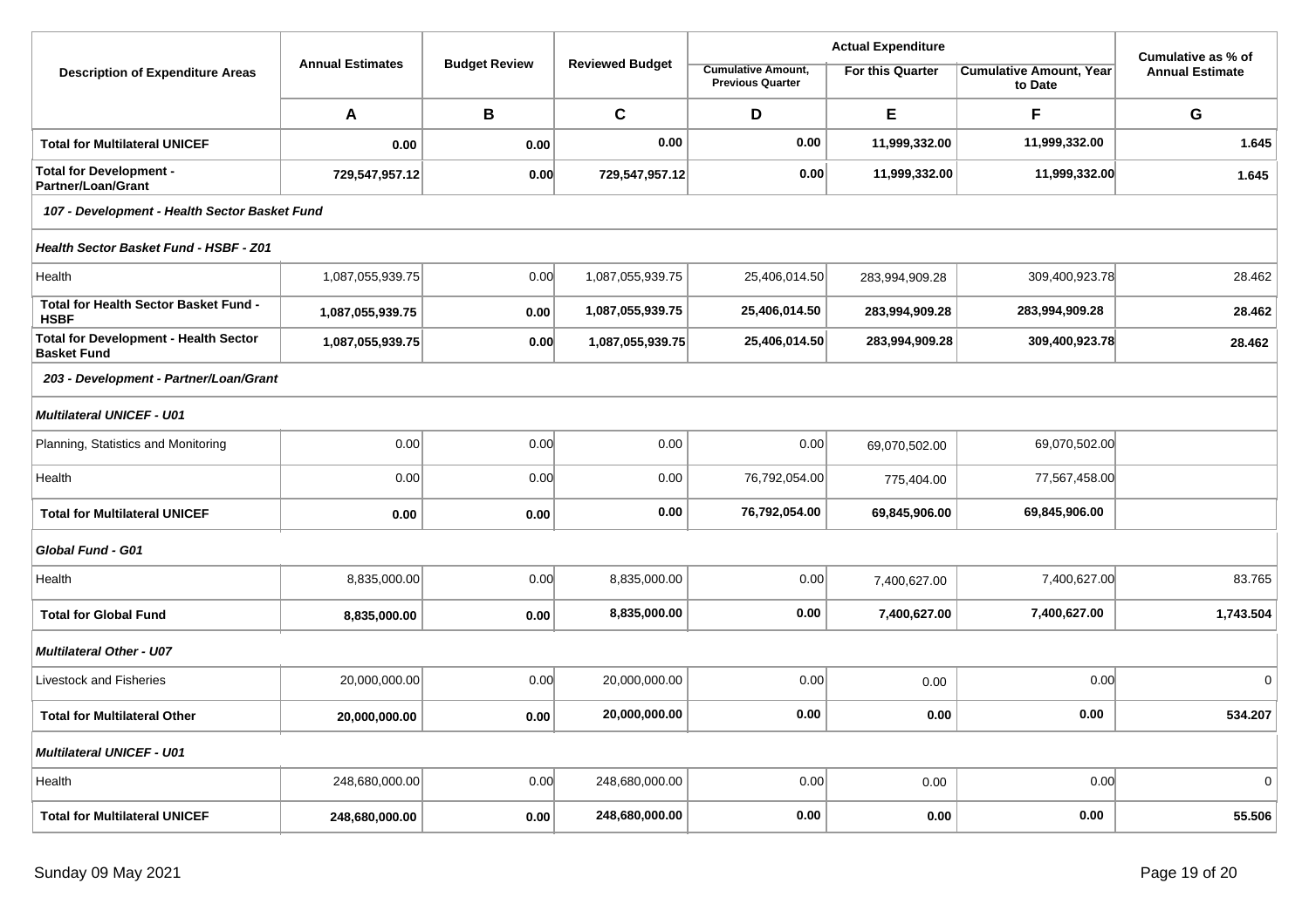| Description of Expenditure Areas | Annual Estimates | Budget Review | Reviewed Budget | Actual Expenditure | | | Cumulative as % of Annual Estimate |
|---|---|---|---|---|---|---|---|
| | | | | Cumulative Amount, Previous Quarter | For this Quarter | Cumulative Amount, Year to Date | |
| | **A** | **B** | **C** | **D** | **E** | **F** | **G** |
| **Total for Multilateral UNICEF** | **0.00** | **0.00** | **0.00** | **0.00** | **11,999,332.00** | **11,999,332.00** | **1.645** |
| **Total for Development - Partner/Loan/Grant** | **729,547,957.12** | **0.00** | **729,547,957.12** | **0.00** | **11,999,332.00** | **11,999,332.00** | **1.645** |
| ***107 - Development - Health Sector Basket Fund*** | | | | | | | |
| ***Health Sector Basket Fund - HSBF - Z01*** | | | | | | | |
| Health | 1,087,055,939.75 | 0.00 | 1,087,055,939.75 | 25,406,014.50 | 283,994,909.28 | 309,400,923.78 | 28.462 |
| **Total for Health Sector Basket Fund - HSBF** | **1,087,055,939.75** | **0.00** | **1,087,055,939.75** | **25,406,014.50** | **283,994,909.28** | **283,994,909.28** | **28.462** |
| **Total for Development - Health Sector Basket Fund** | **1,087,055,939.75** | **0.00** | **1,087,055,939.75** | **25,406,014.50** | **283,994,909.28** | **309,400,923.78** | **28.462** |
| ***203 - Development - Partner/Loan/Grant*** | | | | | | | |
| ***Multilateral UNICEF - U01*** | | | | | | | |
| Planning, Statistics and Monitoring | 0.00 | 0.00 | 0.00 | 0.00 | 69,070,502.00 | 69,070,502.00 | |
| Health | 0.00 | 0.00 | 0.00 | 76,792,054.00 | 775,404.00 | 77,567,458.00 | |
| **Total for Multilateral UNICEF** | **0.00** | **0.00** | **0.00** | **76,792,054.00** | **69,845,906.00** | **69,845,906.00** | |
| ***Global Fund - G01*** | | | | | | | |
| Health | 8,835,000.00 | 0.00 | 8,835,000.00 | 0.00 | 7,400,627.00 | 7,400,627.00 | 83.765 |
| **Total for Global Fund** | **8,835,000.00** | **0.00** | **8,835,000.00** | **0.00** | **7,400,627.00** | **7,400,627.00** | **1,743.504** |
| ***Multilateral Other - U07*** | | | | | | | |
| Livestock and Fisheries | 20,000,000.00 | 0.00 | 20,000,000.00 | 0.00 | 0.00 | 0.00 | 0 |
| **Total for Multilateral Other** | **20,000,000.00** | **0.00** | **20,000,000.00** | **0.00** | **0.00** | **0.00** | **534.207** |
| ***Multilateral UNICEF - U01*** | | | | | | | |
| Health | 248,680,000.00 | 0.00 | 248,680,000.00 | 0.00 | 0.00 | 0.00 | 0 |
| **Total for Multilateral UNICEF** | **248,680,000.00** | **0.00** | **248,680,000.00** | **0.00** | **0.00** | **0.00** | **55.506** |

Sunday 09 May 2021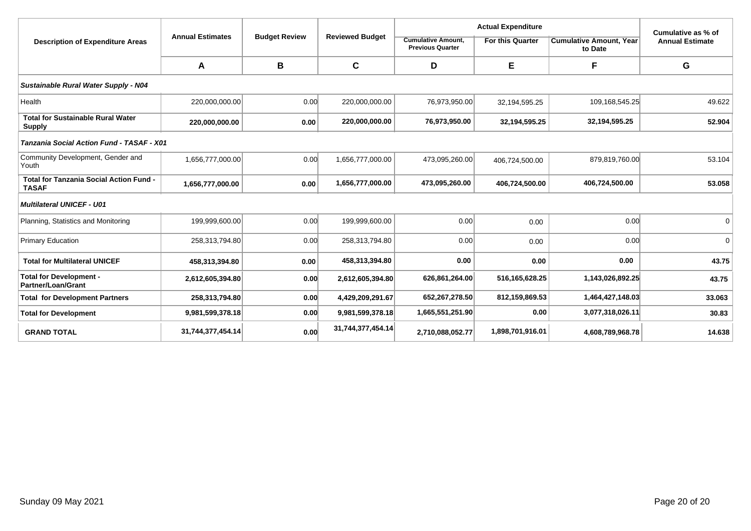| Description of Expenditure Areas | Annual Estimates | Budget Review | Reviewed Budget | Actual Expenditure | | | Cumulative as % of Annual Estimate |
|---|---|---|---|---|---|---|---|
| | | | | Cumulative Amount, Previous Quarter | For this Quarter | Cumulative Amount, Year to Date | |
| | A | B | C | D | E | F | G |
| ***Sustainable Rural Water Supply - N04*** | | | | | | | |
| Health | 220,000,000.00 | 0.00 | 220,000,000.00 | 76,973,950.00 | 32,194,595.25 | 109,168,545.25 | 49.622 |
| **Total for Sustainable Rural Water Supply** | **220,000,000.00** | **0.00** | **220,000,000.00** | **76,973,950.00** | **32,194,595.25** | **32,194,595.25** | **52.904** |
| ***Tanzania Social Action Fund - TASAF - X01*** | | | | | | | |
| Community Development, Gender and Youth | 1,656,777,000.00 | 0.00 | 1,656,777,000.00 | 473,095,260.00 | 406,724,500.00 | 879,819,760.00 | 53.104 |
| **Total for Tanzania Social Action Fund - TASAF** | **1,656,777,000.00** | **0.00** | **1,656,777,000.00** | **473,095,260.00** | **406,724,500.00** | **406,724,500.00** | **53.058** |
| ***Multilateral UNICEF - U01*** | | | | | | | |
| Planning, Statistics and Monitoring | 199,999,600.00 | 0.00 | 199,999,600.00 | 0.00 | 0.00 | 0.00 | 0 |
| Primary Education | 258,313,794.80 | 0.00 | 258,313,794.80 | 0.00 | 0.00 | 0.00 | 0 |
| **Total for Multilateral UNICEF** | **458,313,394.80** | **0.00** | **458,313,394.80** | **0.00** | **0.00** | **0.00** | **43.75** |
| **Total for Development - Partner/Loan/Grant** | **2,612,605,394.80** | **0.00** | **2,612,605,394.80** | **626,861,264.00** | **516,165,628.25** | **1,143,026,892.25** | **43.75** |
| **Total for Development Partners** | **258,313,794.80** | **0.00** | **4,429,209,291.67** | **652,267,278.50** | **812,159,869.53** | **1,464,427,148.03** | **33.063** |
| **Total for Development** | **9,981,599,378.18** | **0.00** | **9,981,599,378.18** | **1,665,551,251.90** | **0.00** | **3,077,318,026.11** | **30.83** |
| **GRAND TOTAL** | **31,744,377,454.14** | **0.00** | **31,744,377,454.14** | **2,710,088,052.77** | **1,898,701,916.01** | **4,608,789,968.78** | **14.638** |

Sunday 09 May 2021